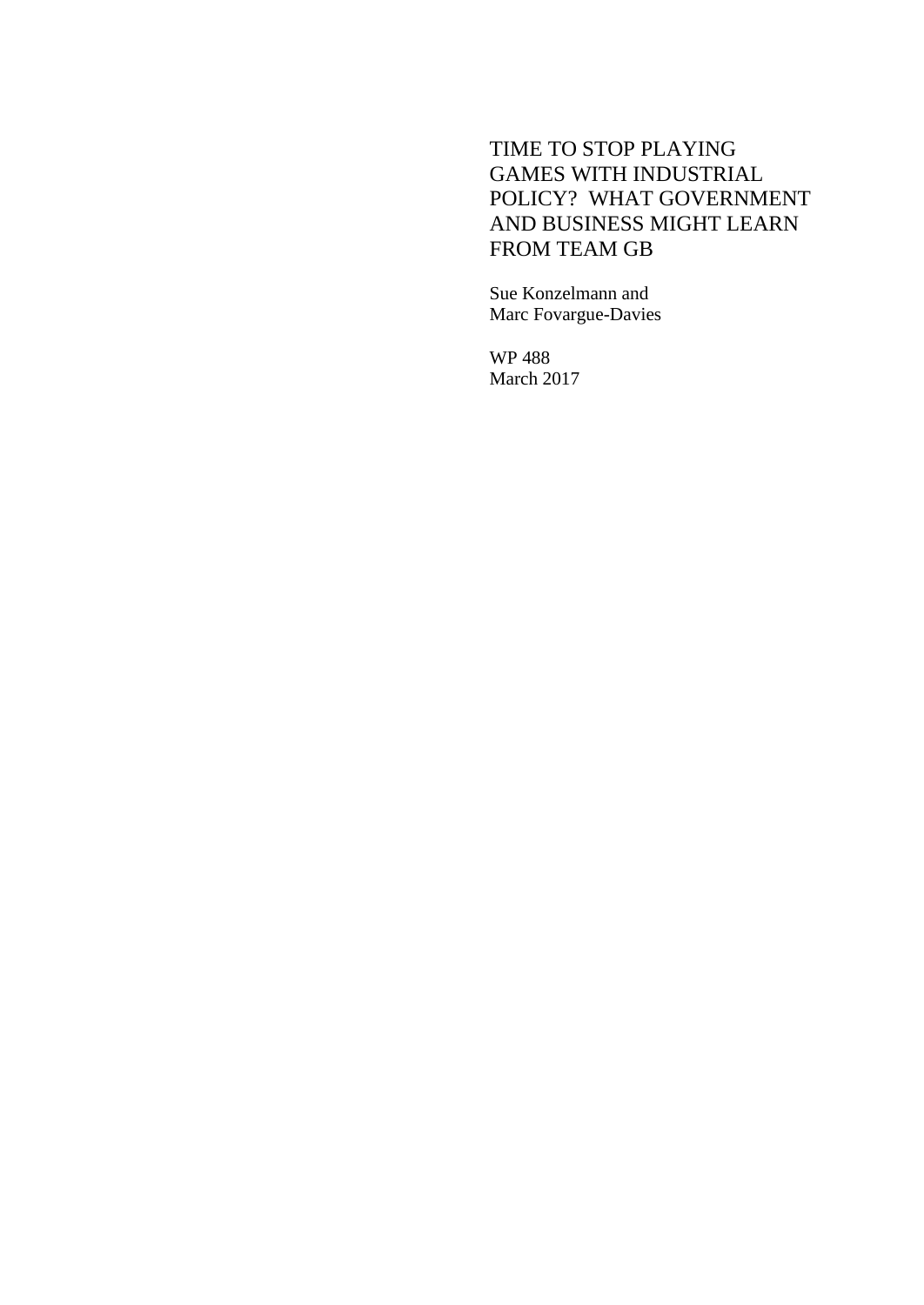# TIME TO STOP PLAYING GAMES WITH INDUSTRIAL POLICY? WHAT GOVERNMENT AND BUSINESS MIGHT LEARN FROM TEAM GB

Sue Konzelmann and
Marc Fovargue-Davies

WP 488
March 2017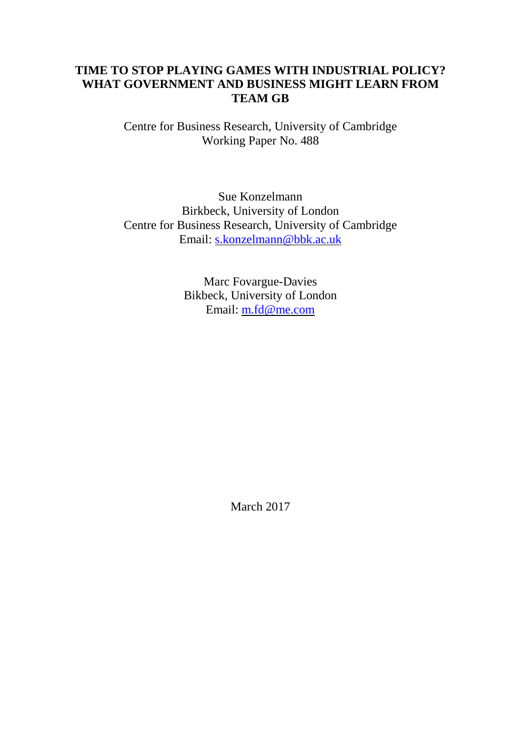# TIME TO STOP PLAYING GAMES WITH INDUSTRIAL POLICY? WHAT GOVERNMENT AND BUSINESS MIGHT LEARN FROM TEAM GB

Centre for Business Research, University of Cambridge
Working Paper No. 488

Sue Konzelmann
Birkbeck, University of London
Centre for Business Research, University of Cambridge
Email: s.konzelmann@bbk.ac.uk

Marc Fovargue-Davies
Bikbeck, University of London
Email: m.fd@me.com

March 2017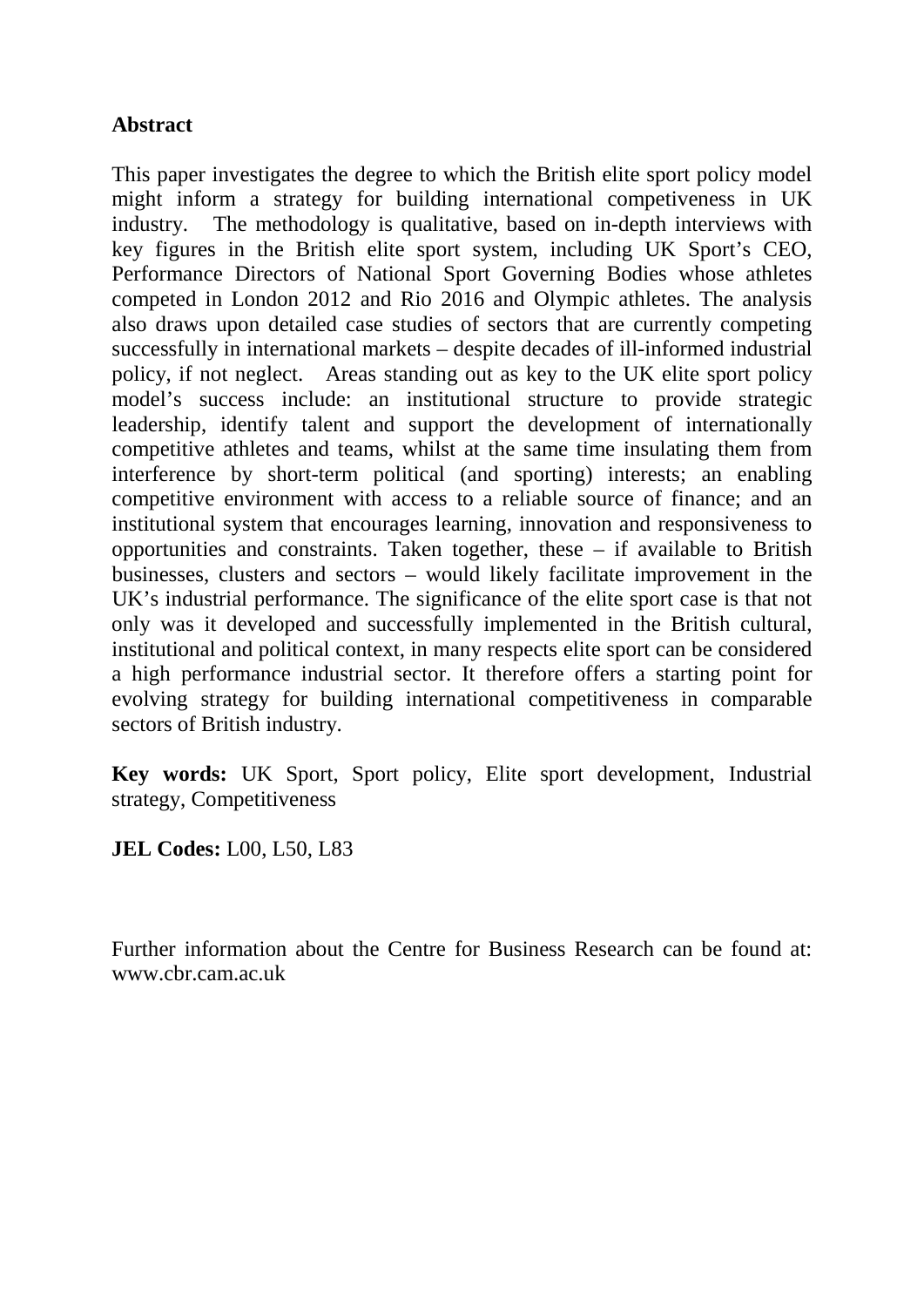## Abstract

This paper investigates the degree to which the British elite sport policy model might inform a strategy for building international competiveness in UK industry. The methodology is qualitative, based on in-depth interviews with key figures in the British elite sport system, including UK Sport's CEO, Performance Directors of National Sport Governing Bodies whose athletes competed in London 2012 and Rio 2016 and Olympic athletes. The analysis also draws upon detailed case studies of sectors that are currently competing successfully in international markets – despite decades of ill-informed industrial policy, if not neglect. Areas standing out as key to the UK elite sport policy model's success include: an institutional structure to provide strategic leadership, identify talent and support the development of internationally competitive athletes and teams, whilst at the same time insulating them from interference by short-term political (and sporting) interests; an enabling competitive environment with access to a reliable source of finance; and an institutional system that encourages learning, innovation and responsiveness to opportunities and constraints. Taken together, these – if available to British businesses, clusters and sectors – would likely facilitate improvement in the UK's industrial performance. The significance of the elite sport case is that not only was it developed and successfully implemented in the British cultural, institutional and political context, in many respects elite sport can be considered a high performance industrial sector. It therefore offers a starting point for evolving strategy for building international competitiveness in comparable sectors of British industry.

**Key words:** UK Sport, Sport policy, Elite sport development, Industrial strategy, Competitiveness

**JEL Codes:** L00, L50, L83

Further information about the Centre for Business Research can be found at: www.cbr.cam.ac.uk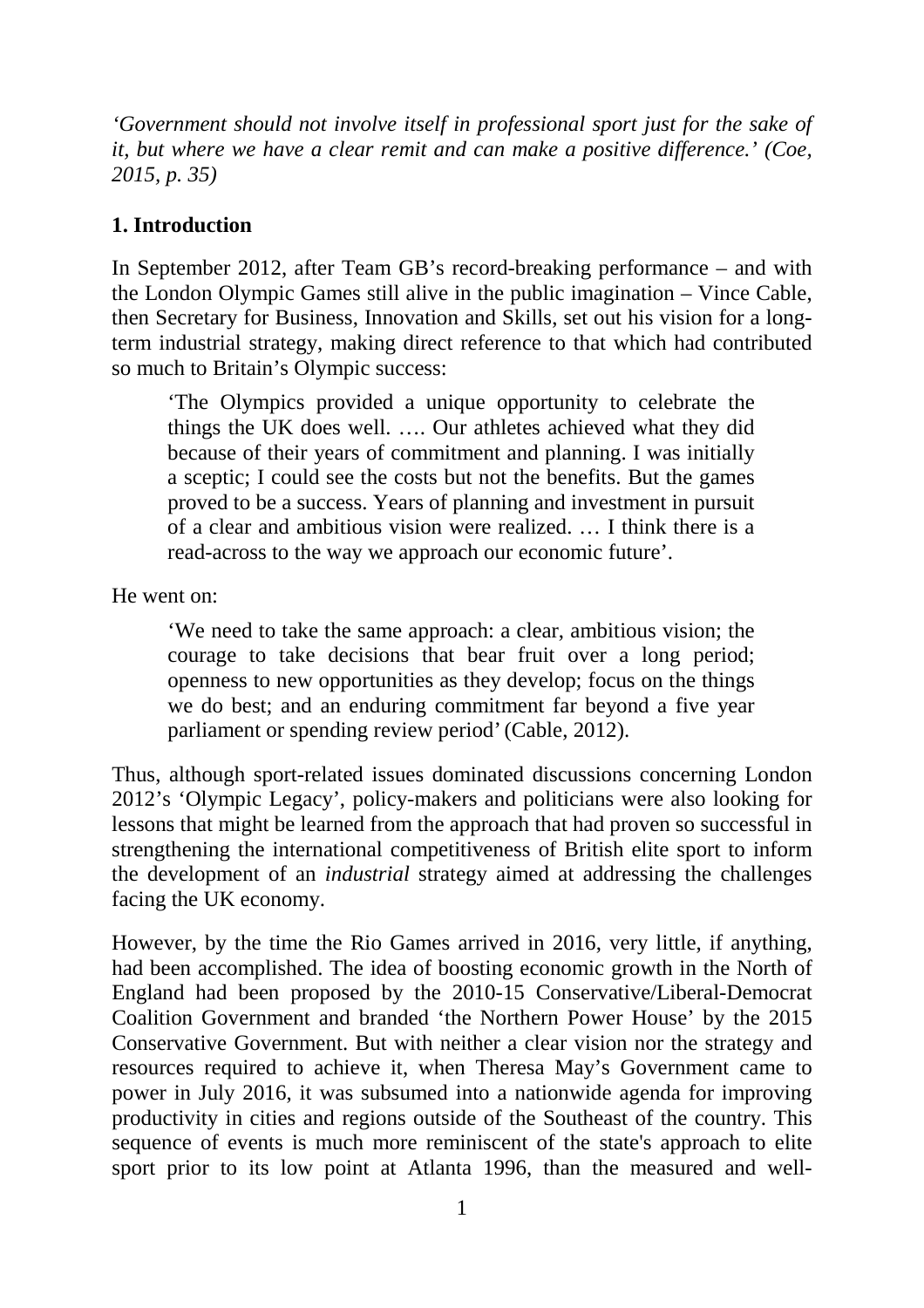*'Government should not involve itself in professional sport just for the sake of it, but where we have a clear remit and can make a positive difference.' (Coe, 2015, p. 35)*

## 1. Introduction

In September 2012, after Team GB's record-breaking performance – and with the London Olympic Games still alive in the public imagination – Vince Cable, then Secretary for Business, Innovation and Skills, set out his vision for a long-term industrial strategy, making direct reference to that which had contributed so much to Britain's Olympic success:

> 'The Olympics provided a unique opportunity to celebrate the things the UK does well. …. Our athletes achieved what they did because of their years of commitment and planning. I was initially a sceptic; I could see the costs but not the benefits. But the games proved to be a success. Years of planning and investment in pursuit of a clear and ambitious vision were realized. … I think there is a read-across to the way we approach our economic future'.

He went on:

> 'We need to take the same approach: a clear, ambitious vision; the courage to take decisions that bear fruit over a long period; openness to new opportunities as they develop; focus on the things we do best; and an enduring commitment far beyond a five year parliament or spending review period' (Cable, 2012).

Thus, although sport-related issues dominated discussions concerning London 2012's 'Olympic Legacy', policy-makers and politicians were also looking for lessons that might be learned from the approach that had proven so successful in strengthening the international competitiveness of British elite sport to inform the development of an *industrial* strategy aimed at addressing the challenges facing the UK economy.

However, by the time the Rio Games arrived in 2016, very little, if anything, had been accomplished. The idea of boosting economic growth in the North of England had been proposed by the 2010-15 Conservative/Liberal-Democrat Coalition Government and branded 'the Northern Power House' by the 2015 Conservative Government. But with neither a clear vision nor the strategy and resources required to achieve it, when Theresa May's Government came to power in July 2016, it was subsumed into a nationwide agenda for improving productivity in cities and regions outside of the Southeast of the country. This sequence of events is much more reminiscent of the state's approach to elite sport prior to its low point at Atlanta 1996, than the measured and well-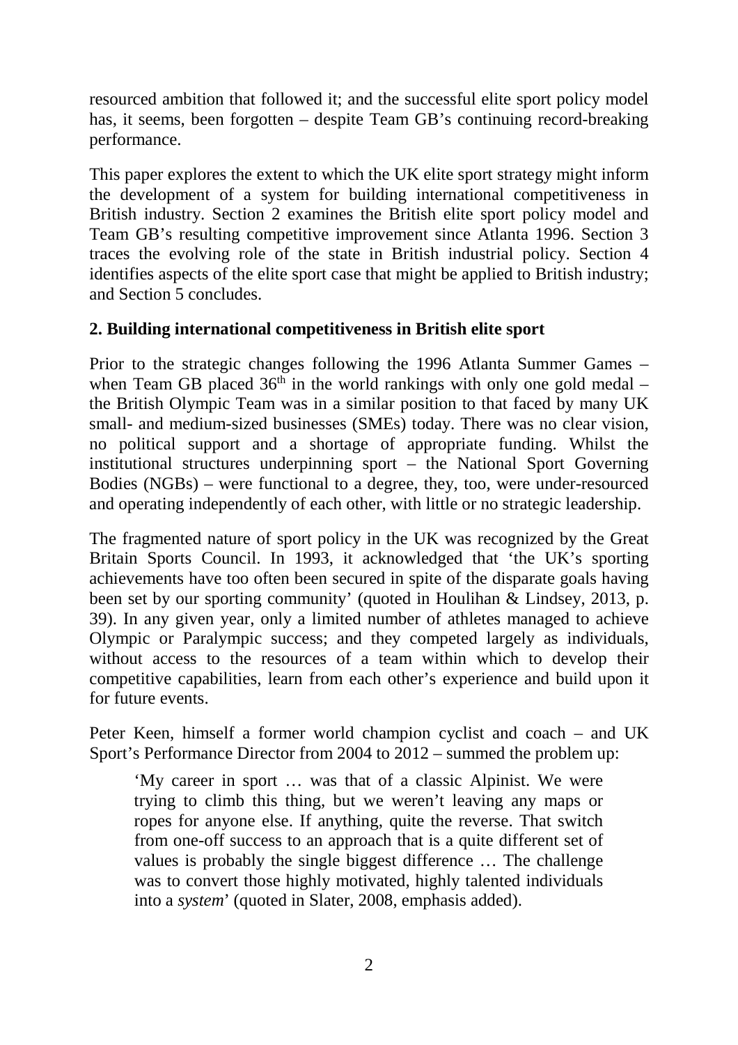resourced ambition that followed it; and the successful elite sport policy model has, it seems, been forgotten – despite Team GB's continuing record-breaking performance.

This paper explores the extent to which the UK elite sport strategy might inform the development of a system for building international competitiveness in British industry. Section 2 examines the British elite sport policy model and Team GB's resulting competitive improvement since Atlanta 1996. Section 3 traces the evolving role of the state in British industrial policy. Section 4 identifies aspects of the elite sport case that might be applied to British industry; and Section 5 concludes.

## 2. Building international competitiveness in British elite sport

Prior to the strategic changes following the 1996 Atlanta Summer Games – when Team GB placed 36th in the world rankings with only one gold medal – the British Olympic Team was in a similar position to that faced by many UK small- and medium-sized businesses (SMEs) today. There was no clear vision, no political support and a shortage of appropriate funding. Whilst the institutional structures underpinning sport – the National Sport Governing Bodies (NGBs) – were functional to a degree, they, too, were under-resourced and operating independently of each other, with little or no strategic leadership.

The fragmented nature of sport policy in the UK was recognized by the Great Britain Sports Council. In 1993, it acknowledged that 'the UK's sporting achievements have too often been secured in spite of the disparate goals having been set by our sporting community' (quoted in Houlihan & Lindsey, 2013, p. 39). In any given year, only a limited number of athletes managed to achieve Olympic or Paralympic success; and they competed largely as individuals, without access to the resources of a team within which to develop their competitive capabilities, learn from each other's experience and build upon it for future events.

Peter Keen, himself a former world champion cyclist and coach – and UK Sport's Performance Director from 2004 to 2012 – summed the problem up:

> 'My career in sport … was that of a classic Alpinist. We were trying to climb this thing, but we weren't leaving any maps or ropes for anyone else. If anything, quite the reverse. That switch from one-off success to an approach that is a quite different set of values is probably the single biggest difference … The challenge was to convert those highly motivated, highly talented individuals into a *system*' (quoted in Slater, 2008, emphasis added).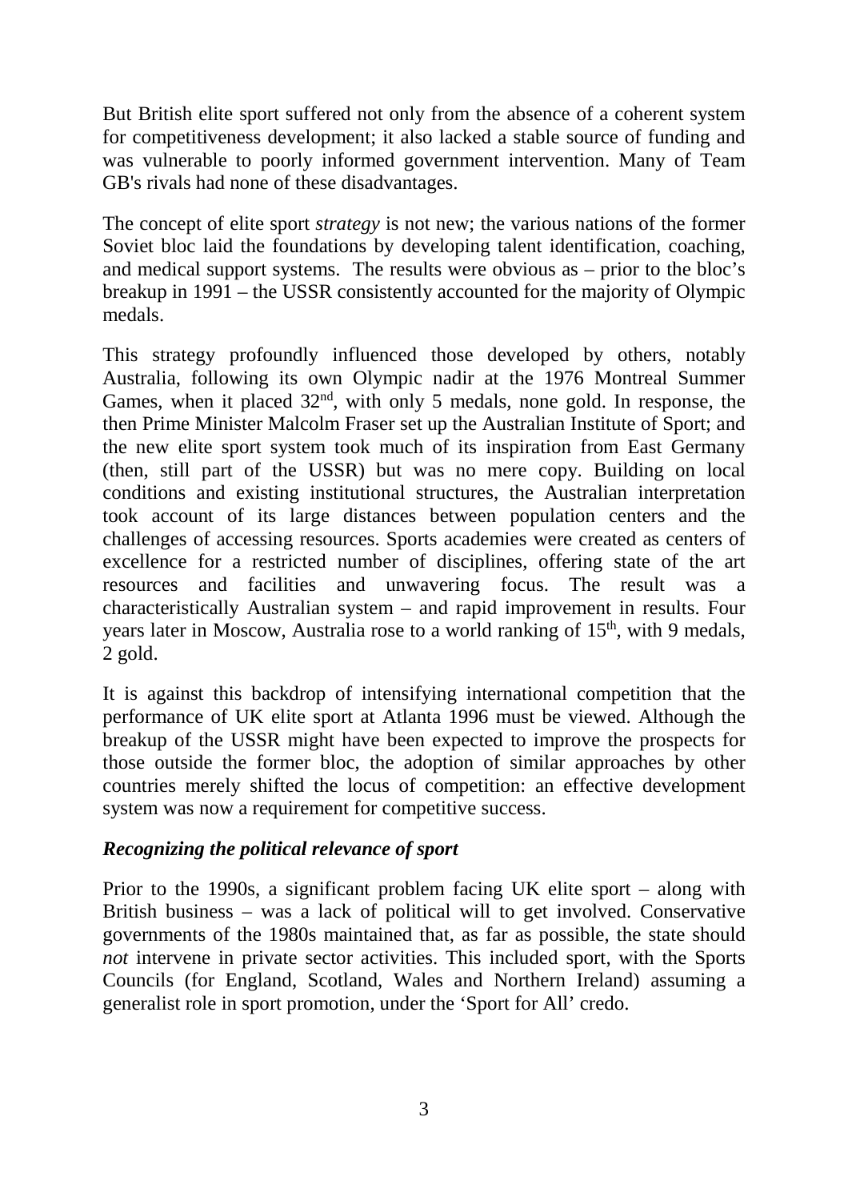But British elite sport suffered not only from the absence of a coherent system for competitiveness development; it also lacked a stable source of funding and was vulnerable to poorly informed government intervention. Many of Team GB's rivals had none of these disadvantages.

The concept of elite sport *strategy* is not new; the various nations of the former Soviet bloc laid the foundations by developing talent identification, coaching, and medical support systems. The results were obvious as – prior to the bloc's breakup in 1991 – the USSR consistently accounted for the majority of Olympic medals.

This strategy profoundly influenced those developed by others, notably Australia, following its own Olympic nadir at the 1976 Montreal Summer Games, when it placed 32nd, with only 5 medals, none gold. In response, the then Prime Minister Malcolm Fraser set up the Australian Institute of Sport; and the new elite sport system took much of its inspiration from East Germany (then, still part of the USSR) but was no mere copy. Building on local conditions and existing institutional structures, the Australian interpretation took account of its large distances between population centers and the challenges of accessing resources. Sports academies were created as centers of excellence for a restricted number of disciplines, offering state of the art resources and facilities and unwavering focus. The result was a characteristically Australian system – and rapid improvement in results. Four years later in Moscow, Australia rose to a world ranking of 15th, with 9 medals, 2 gold.

It is against this backdrop of intensifying international competition that the performance of UK elite sport at Atlanta 1996 must be viewed. Although the breakup of the USSR might have been expected to improve the prospects for those outside the former bloc, the adoption of similar approaches by other countries merely shifted the locus of competition: an effective development system was now a requirement for competitive success.

### *Recognizing the political relevance of sport*

Prior to the 1990s, a significant problem facing UK elite sport – along with British business – was a lack of political will to get involved. Conservative governments of the 1980s maintained that, as far as possible, the state should *not* intervene in private sector activities. This included sport, with the Sports Councils (for England, Scotland, Wales and Northern Ireland) assuming a generalist role in sport promotion, under the 'Sport for All' credo.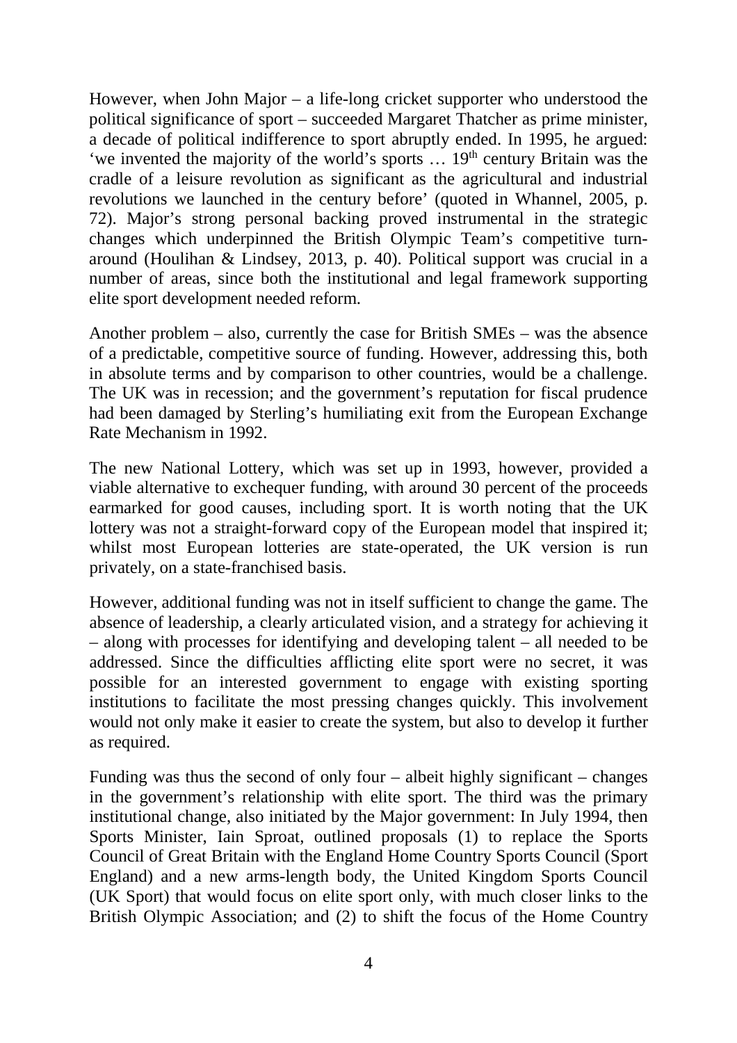However, when John Major – a life-long cricket supporter who understood the political significance of sport – succeeded Margaret Thatcher as prime minister, a decade of political indifference to sport abruptly ended. In 1995, he argued: 'we invented the majority of the world's sports … 19th century Britain was the cradle of a leisure revolution as significant as the agricultural and industrial revolutions we launched in the century before' (quoted in Whannel, 2005, p. 72). Major's strong personal backing proved instrumental in the strategic changes which underpinned the British Olympic Team's competitive turn-around (Houlihan & Lindsey, 2013, p. 40). Political support was crucial in a number of areas, since both the institutional and legal framework supporting elite sport development needed reform.

Another problem – also, currently the case for British SMEs – was the absence of a predictable, competitive source of funding. However, addressing this, both in absolute terms and by comparison to other countries, would be a challenge. The UK was in recession; and the government's reputation for fiscal prudence had been damaged by Sterling's humiliating exit from the European Exchange Rate Mechanism in 1992.

The new National Lottery, which was set up in 1993, however, provided a viable alternative to exchequer funding, with around 30 percent of the proceeds earmarked for good causes, including sport. It is worth noting that the UK lottery was not a straight-forward copy of the European model that inspired it; whilst most European lotteries are state-operated, the UK version is run privately, on a state-franchised basis.

However, additional funding was not in itself sufficient to change the game. The absence of leadership, a clearly articulated vision, and a strategy for achieving it – along with processes for identifying and developing talent – all needed to be addressed. Since the difficulties afflicting elite sport were no secret, it was possible for an interested government to engage with existing sporting institutions to facilitate the most pressing changes quickly. This involvement would not only make it easier to create the system, but also to develop it further as required.

Funding was thus the second of only four – albeit highly significant – changes in the government's relationship with elite sport. The third was the primary institutional change, also initiated by the Major government: In July 1994, then Sports Minister, Iain Sproat, outlined proposals (1) to replace the Sports Council of Great Britain with the England Home Country Sports Council (Sport England) and a new arms-length body, the United Kingdom Sports Council (UK Sport) that would focus on elite sport only, with much closer links to the British Olympic Association; and (2) to shift the focus of the Home Country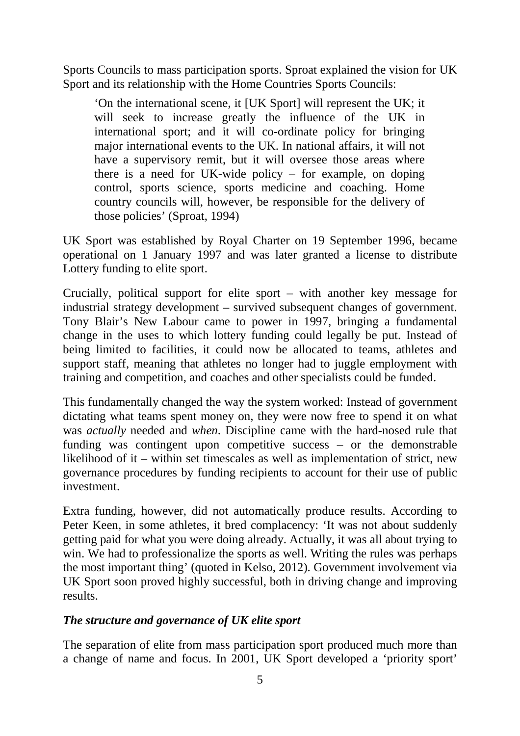Sports Councils to mass participation sports. Sproat explained the vision for UK Sport and its relationship with the Home Countries Sports Councils:

> 'On the international scene, it [UK Sport] will represent the UK; it will seek to increase greatly the influence of the UK in international sport; and it will co-ordinate policy for bringing major international events to the UK. In national affairs, it will not have a supervisory remit, but it will oversee those areas where there is a need for UK-wide policy – for example, on doping control, sports science, sports medicine and coaching. Home country councils will, however, be responsible for the delivery of those policies' (Sproat, 1994)

UK Sport was established by Royal Charter on 19 September 1996, became operational on 1 January 1997 and was later granted a license to distribute Lottery funding to elite sport.

Crucially, political support for elite sport – with another key message for industrial strategy development – survived subsequent changes of government. Tony Blair's New Labour came to power in 1997, bringing a fundamental change in the uses to which lottery funding could legally be put. Instead of being limited to facilities, it could now be allocated to teams, athletes and support staff, meaning that athletes no longer had to juggle employment with training and competition, and coaches and other specialists could be funded.

This fundamentally changed the way the system worked: Instead of government dictating what teams spent money on, they were now free to spend it on what was *actually* needed and *when*. Discipline came with the hard-nosed rule that funding was contingent upon competitive success – or the demonstrable likelihood of it – within set timescales as well as implementation of strict, new governance procedures by funding recipients to account for their use of public investment.

Extra funding, however, did not automatically produce results. According to Peter Keen, in some athletes, it bred complacency: 'It was not about suddenly getting paid for what you were doing already. Actually, it was all about trying to win. We had to professionalize the sports as well. Writing the rules was perhaps the most important thing' (quoted in Kelso, 2012). Government involvement via UK Sport soon proved highly successful, both in driving change and improving results.

### *The structure and governance of UK elite sport*

The separation of elite from mass participation sport produced much more than a change of name and focus. In 2001, UK Sport developed a 'priority sport'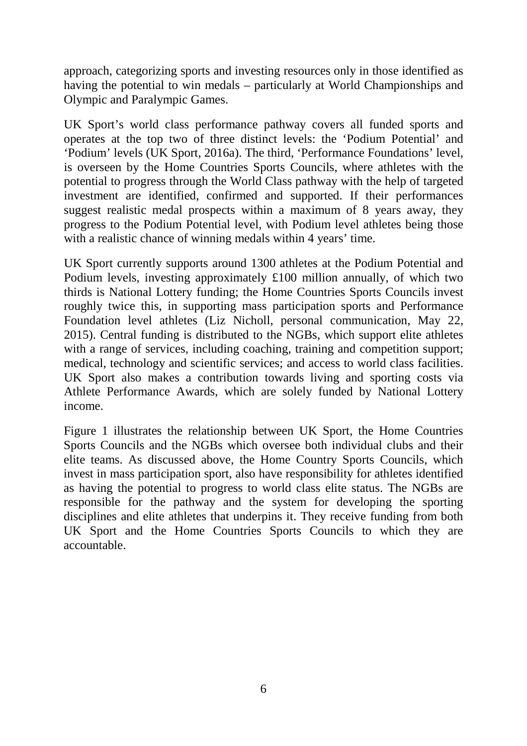approach, categorizing sports and investing resources only in those identified as having the potential to win medals – particularly at World Championships and Olympic and Paralympic Games.

UK Sport's world class performance pathway covers all funded sports and operates at the top two of three distinct levels: the 'Podium Potential' and 'Podium' levels (UK Sport, 2016a). The third, 'Performance Foundations' level, is overseen by the Home Countries Sports Councils, where athletes with the potential to progress through the World Class pathway with the help of targeted investment are identified, confirmed and supported. If their performances suggest realistic medal prospects within a maximum of 8 years away, they progress to the Podium Potential level, with Podium level athletes being those with a realistic chance of winning medals within 4 years' time.

UK Sport currently supports around 1300 athletes at the Podium Potential and Podium levels, investing approximately £100 million annually, of which two thirds is National Lottery funding; the Home Countries Sports Councils invest roughly twice this, in supporting mass participation sports and Performance Foundation level athletes (Liz Nicholl, personal communication, May 22, 2015). Central funding is distributed to the NGBs, which support elite athletes with a range of services, including coaching, training and competition support; medical, technology and scientific services; and access to world class facilities. UK Sport also makes a contribution towards living and sporting costs via Athlete Performance Awards, which are solely funded by National Lottery income.

Figure 1 illustrates the relationship between UK Sport, the Home Countries Sports Councils and the NGBs which oversee both individual clubs and their elite teams. As discussed above, the Home Country Sports Councils, which invest in mass participation sport, also have responsibility for athletes identified as having the potential to progress to world class elite status. The NGBs are responsible for the pathway and the system for developing the sporting disciplines and elite athletes that underpins it. They receive funding from both UK Sport and the Home Countries Sports Councils to which they are accountable.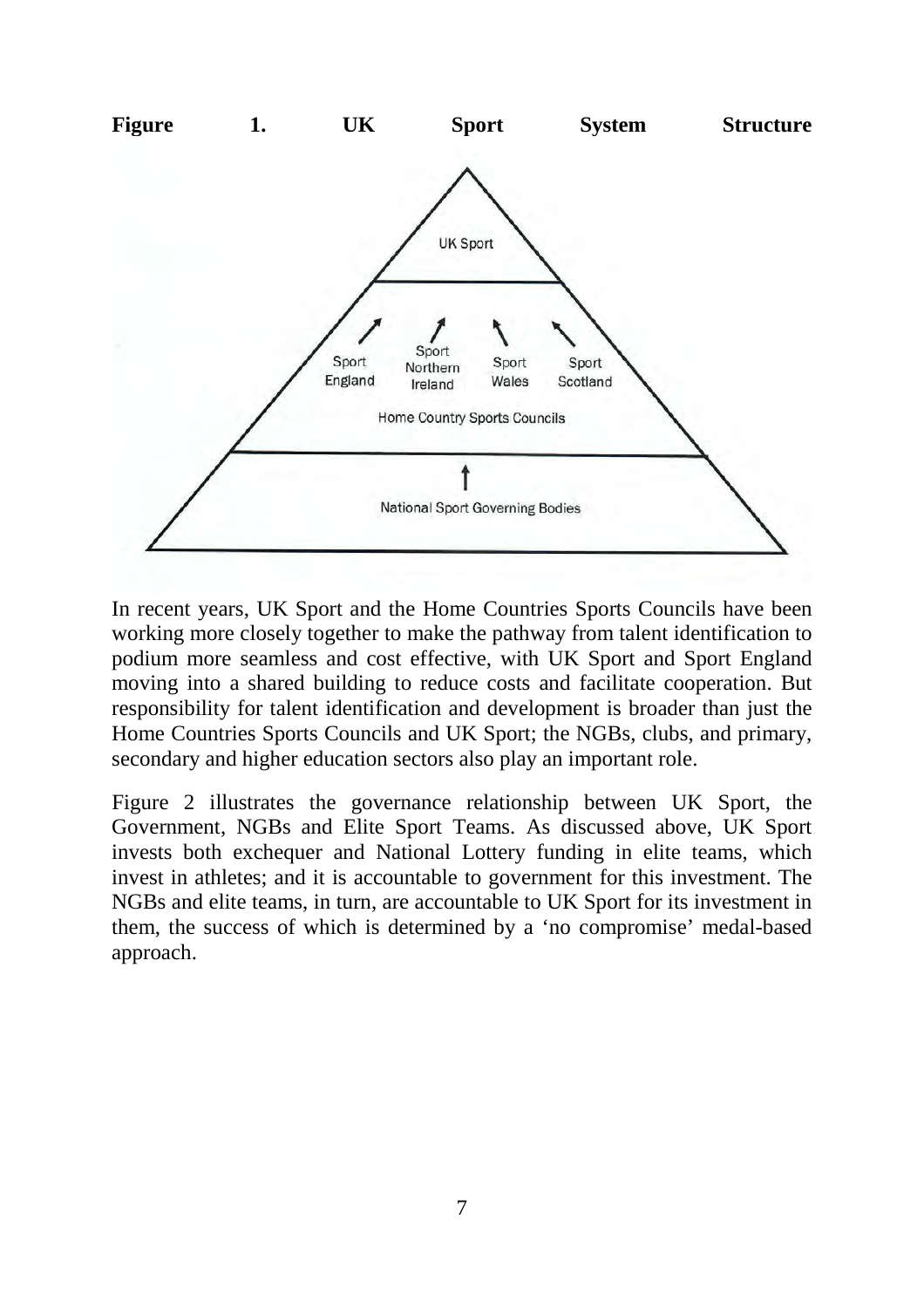**Figure 1. UK Sport System Structure**

UK Sport

Sport England | Sport Northern Ireland | Sport Wales | Sport Scotland

Home Country Sports Councils

National Sport Governing Bodies

In recent years, UK Sport and the Home Countries Sports Councils have been working more closely together to make the pathway from talent identification to podium more seamless and cost effective, with UK Sport and Sport England moving into a shared building to reduce costs and facilitate cooperation. But responsibility for talent identification and development is broader than just the Home Countries Sports Councils and UK Sport; the NGBs, clubs, and primary, secondary and higher education sectors also play an important role.

Figure 2 illustrates the governance relationship between UK Sport, the Government, NGBs and Elite Sport Teams. As discussed above, UK Sport invests both exchequer and National Lottery funding in elite teams, which invest in athletes; and it is accountable to government for this investment. The NGBs and elite teams, in turn, are accountable to UK Sport for its investment in them, the success of which is determined by a 'no compromise' medal-based approach.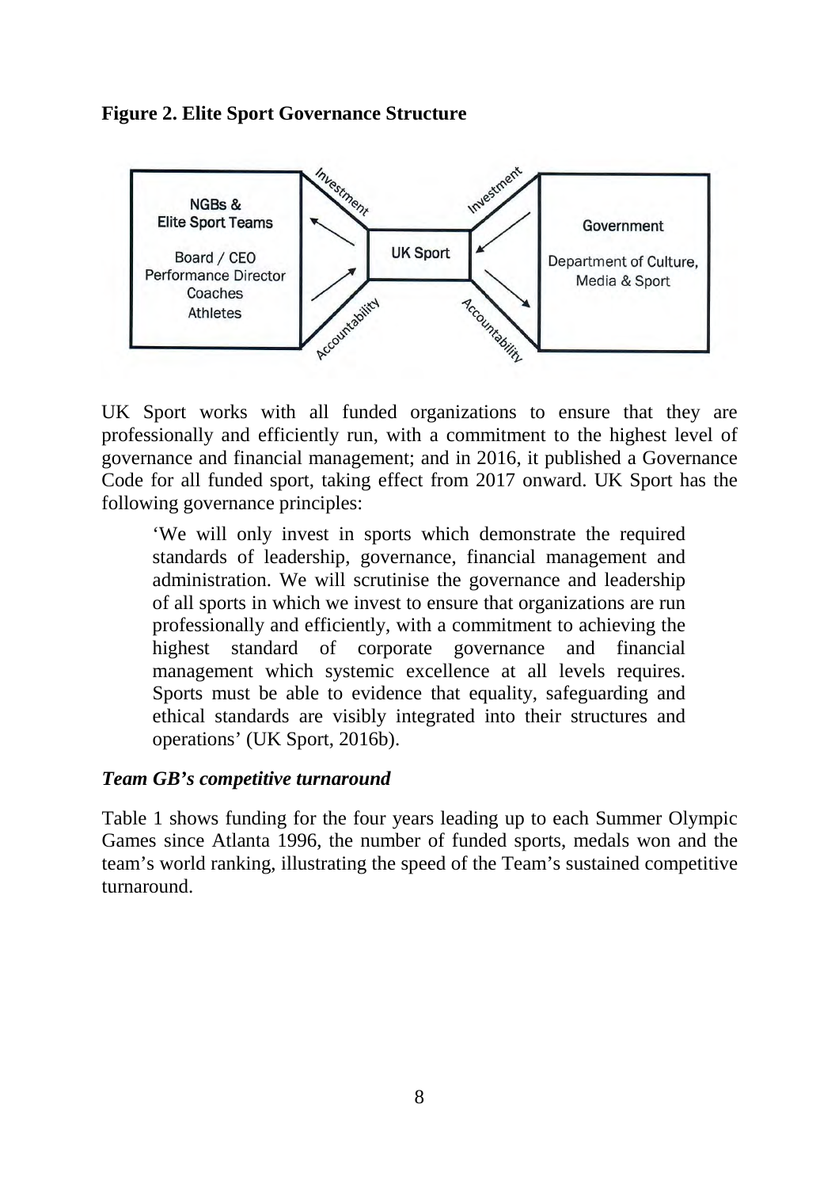**Figure 2. Elite Sport Governance Structure**

UK Sport works with all funded organizations to ensure that they are professionally and efficiently run, with a commitment to the highest level of governance and financial management; and in 2016, it published a Governance Code for all funded sport, taking effect from 2017 onward. UK Sport has the following governance principles:

> 'We will only invest in sports which demonstrate the required standards of leadership, governance, financial management and administration. We will scrutinise the governance and leadership of all sports in which we invest to ensure that organizations are run professionally and efficiently, with a commitment to achieving the highest standard of corporate governance and financial management which systemic excellence at all levels requires. Sports must be able to evidence that equality, safeguarding and ethical standards are visibly integrated into their structures and operations' (UK Sport, 2016b).

***Team GB's competitive turnaround***

Table 1 shows funding for the four years leading up to each Summer Olympic Games since Atlanta 1996, the number of funded sports, medals won and the team's world ranking, illustrating the speed of the Team's sustained competitive turnaround.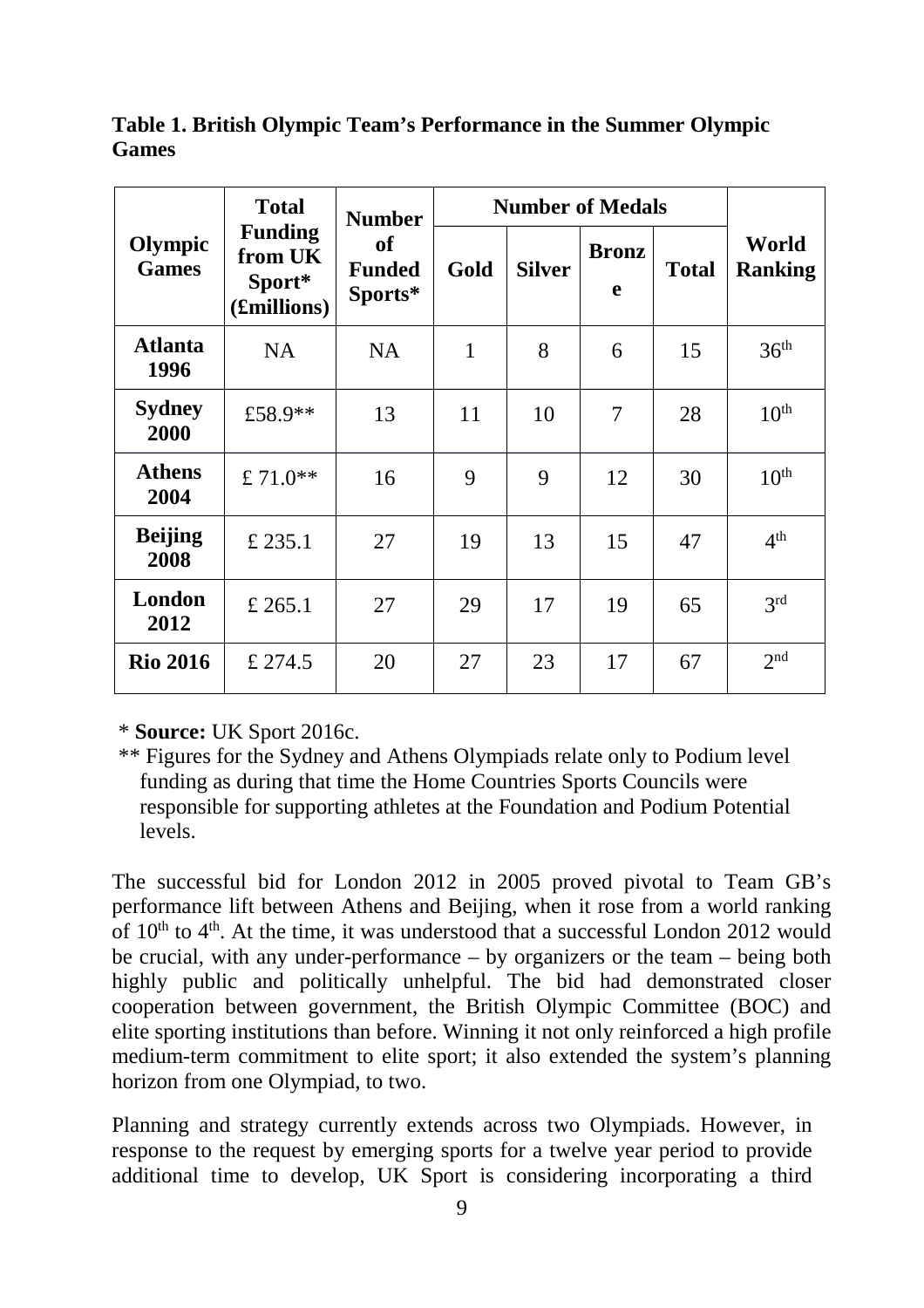**Table 1. British Olympic Team's Performance in the Summer Olympic Games**

| Olympic Games | Total Funding from UK Sport* (£millions) | Number of Funded Sports* | Number of Medals | | | | World Ranking |
|---|---|---|---|---|---|---|---|
| | | | Gold | Silver | Bronze | Total | |
| **Atlanta 1996** | NA | NA | 1 | 8 | 6 | 15 | 36th |
| **Sydney 2000** | £58.9** | 13 | 11 | 10 | 7 | 28 | 10th |
| **Athens 2004** | £ 71.0** | 16 | 9 | 9 | 12 | 30 | 10th |
| **Beijing 2008** | £ 235.1 | 27 | 19 | 13 | 15 | 47 | 4th |
| **London 2012** | £ 265.1 | 27 | 29 | 17 | 19 | 65 | 3rd |
| **Rio 2016** | £ 274.5 | 20 | 27 | 23 | 17 | 67 | 2nd |

\* **Source:** UK Sport 2016c.

\*\* Figures for the Sydney and Athens Olympiads relate only to Podium level funding as during that time the Home Countries Sports Councils were responsible for supporting athletes at the Foundation and Podium Potential levels.

The successful bid for London 2012 in 2005 proved pivotal to Team GB's performance lift between Athens and Beijing, when it rose from a world ranking of 10th to 4th. At the time, it was understood that a successful London 2012 would be crucial, with any under-performance – by organizers or the team – being both highly public and politically unhelpful. The bid had demonstrated closer cooperation between government, the British Olympic Committee (BOC) and elite sporting institutions than before. Winning it not only reinforced a high profile medium-term commitment to elite sport; it also extended the system's planning horizon from one Olympiad, to two.

Planning and strategy currently extends across two Olympiads. However, in response to the request by emerging sports for a twelve year period to provide additional time to develop, UK Sport is considering incorporating a third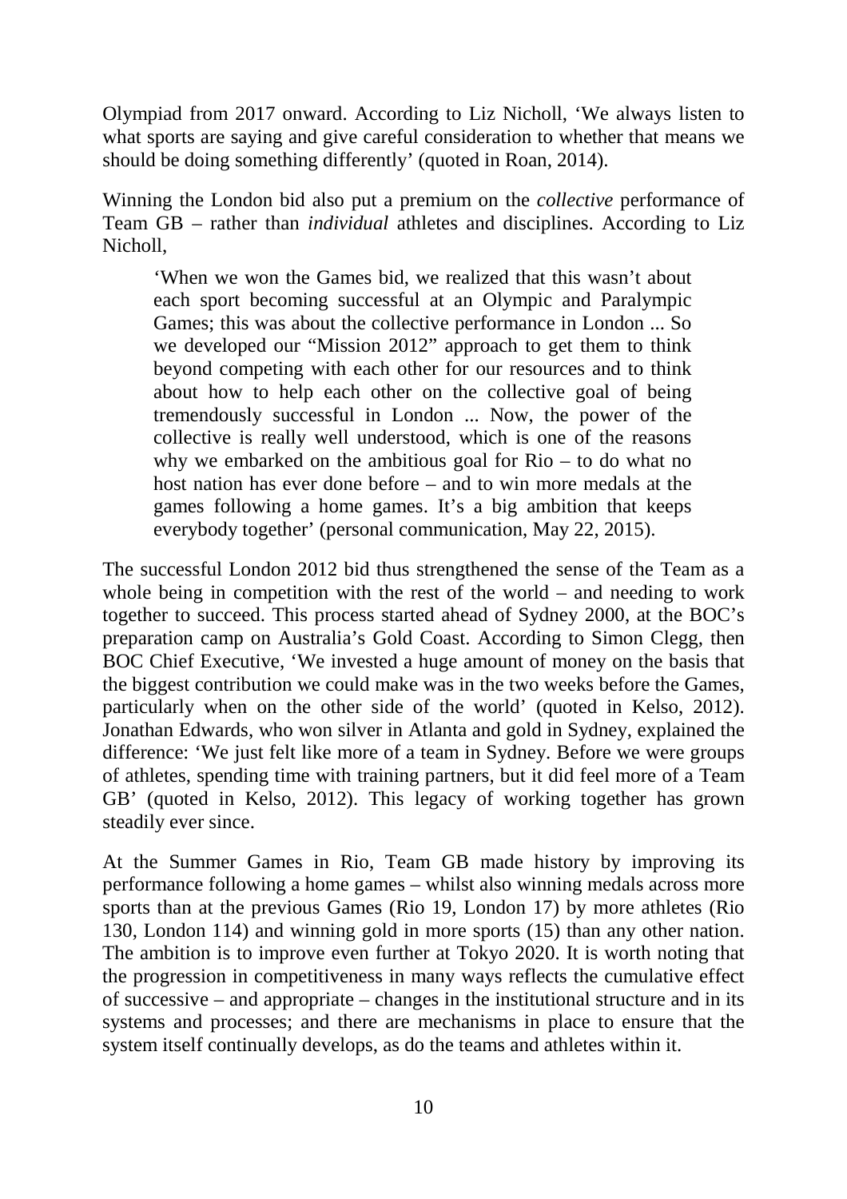Olympiad from 2017 onward. According to Liz Nicholl, 'We always listen to what sports are saying and give careful consideration to whether that means we should be doing something differently' (quoted in Roan, 2014).

Winning the London bid also put a premium on the *collective* performance of Team GB – rather than *individual* athletes and disciplines. According to Liz Nicholl,

> 'When we won the Games bid, we realized that this wasn't about each sport becoming successful at an Olympic and Paralympic Games; this was about the collective performance in London ... So we developed our "Mission 2012" approach to get them to think beyond competing with each other for our resources and to think about how to help each other on the collective goal of being tremendously successful in London ... Now, the power of the collective is really well understood, which is one of the reasons why we embarked on the ambitious goal for Rio – to do what no host nation has ever done before – and to win more medals at the games following a home games. It's a big ambition that keeps everybody together' (personal communication, May 22, 2015).

The successful London 2012 bid thus strengthened the sense of the Team as a whole being in competition with the rest of the world – and needing to work together to succeed. This process started ahead of Sydney 2000, at the BOC's preparation camp on Australia's Gold Coast. According to Simon Clegg, then BOC Chief Executive, 'We invested a huge amount of money on the basis that the biggest contribution we could make was in the two weeks before the Games, particularly when on the other side of the world' (quoted in Kelso, 2012). Jonathan Edwards, who won silver in Atlanta and gold in Sydney, explained the difference: 'We just felt like more of a team in Sydney. Before we were groups of athletes, spending time with training partners, but it did feel more of a Team GB' (quoted in Kelso, 2012). This legacy of working together has grown steadily ever since.

At the Summer Games in Rio, Team GB made history by improving its performance following a home games – whilst also winning medals across more sports than at the previous Games (Rio 19, London 17) by more athletes (Rio 130, London 114) and winning gold in more sports (15) than any other nation. The ambition is to improve even further at Tokyo 2020. It is worth noting that the progression in competitiveness in many ways reflects the cumulative effect of successive – and appropriate – changes in the institutional structure and in its systems and processes; and there are mechanisms in place to ensure that the system itself continually develops, as do the teams and athletes within it.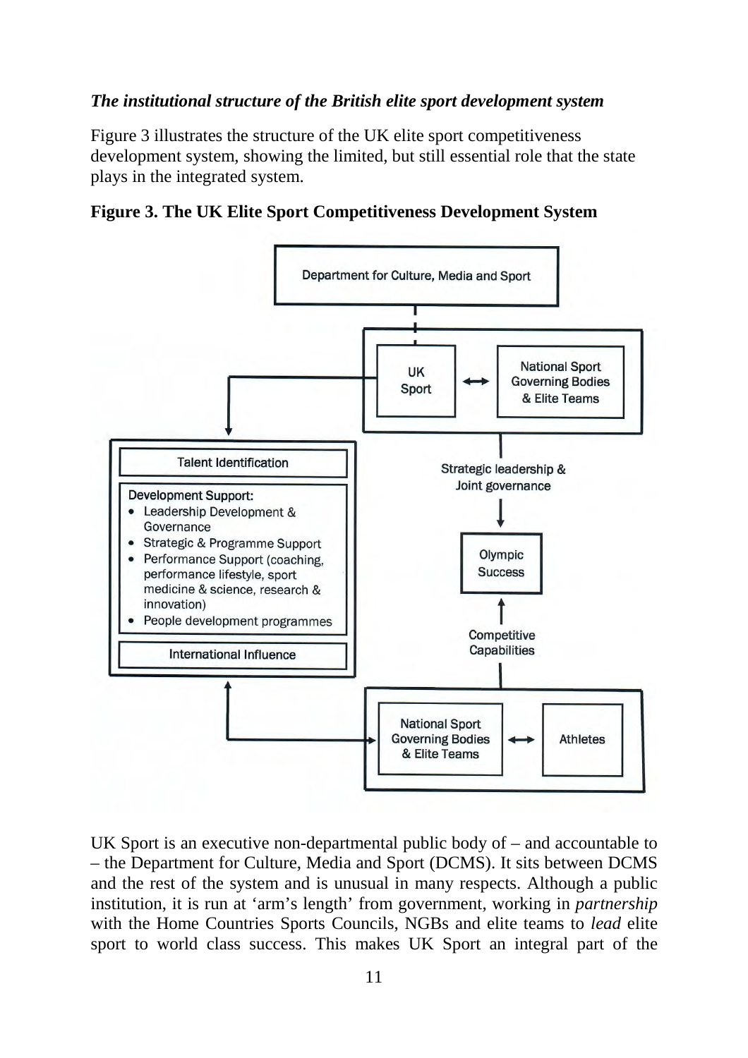*The institutional structure of the British elite sport development system*

Figure 3 illustrates the structure of the UK elite sport competitiveness development system, showing the limited, but still essential role that the state plays in the integrated system.

**Figure 3. The UK Elite Sport Competitiveness Development System**

Department for Culture, Media and Sport

UK Sport ⟷ National Sport Governing Bodies & Elite Teams

Talent Identification

Development Support:

- Leadership Development & Governance
- Strategic & Programme Support
- Performance Support (coaching, performance lifestyle, sport medicine & science, research & innovation)
- People development programmes

International Influence

Strategic leadership & Joint governance

Olympic Success

Competitive Capabilities

National Sport Governing Bodies & Elite Teams ⟷ Athletes

UK Sport is an executive non-departmental public body of – and accountable to – the Department for Culture, Media and Sport (DCMS). It sits between DCMS and the rest of the system and is unusual in many respects. Although a public institution, it is run at 'arm's length' from government, working in *partnership* with the Home Countries Sports Councils, NGBs and elite teams to *lead* elite sport to world class success. This makes UK Sport an integral part of the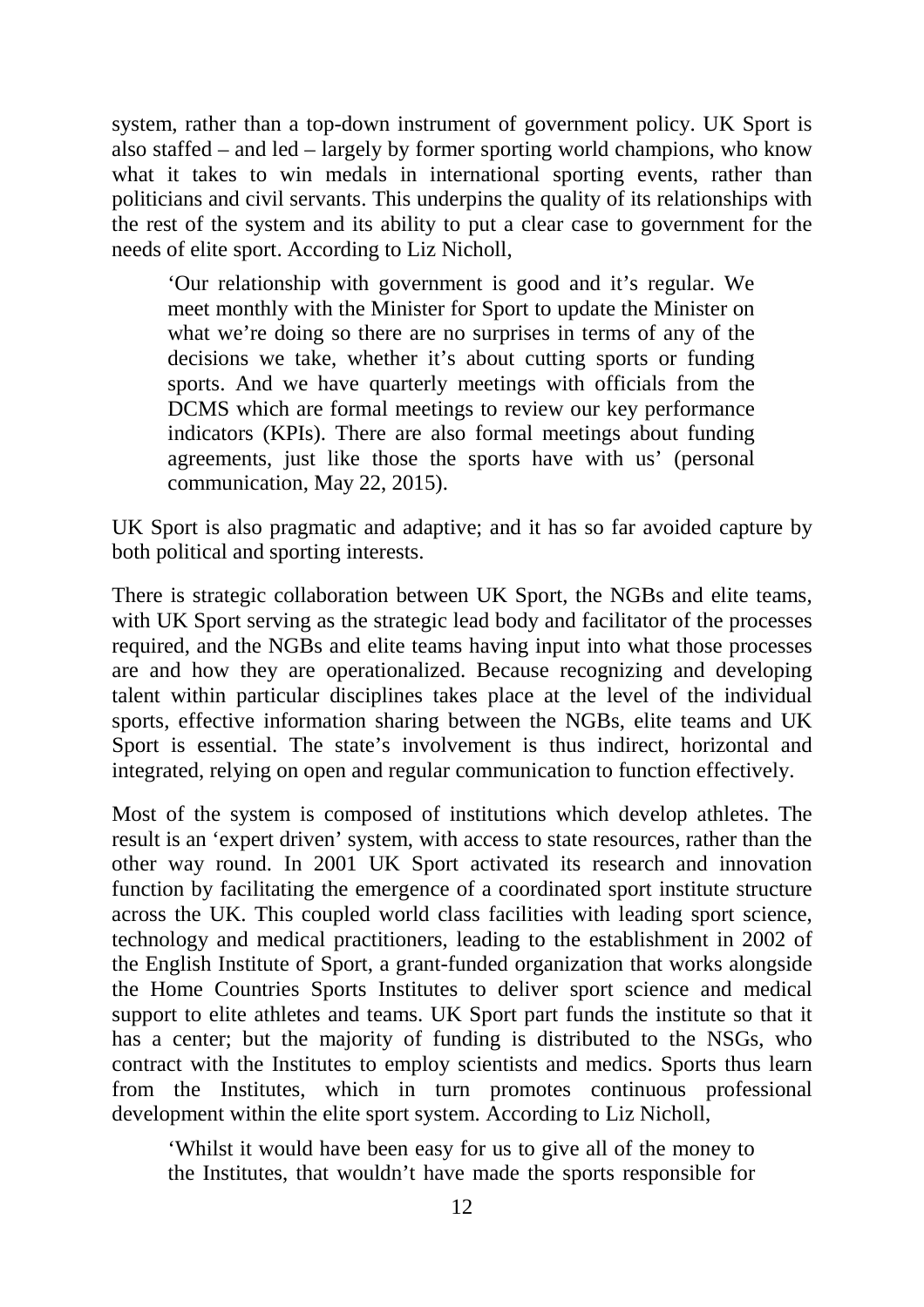system, rather than a top-down instrument of government policy. UK Sport is also staffed – and led – largely by former sporting world champions, who know what it takes to win medals in international sporting events, rather than politicians and civil servants. This underpins the quality of its relationships with the rest of the system and its ability to put a clear case to government for the needs of elite sport. According to Liz Nicholl,

> 'Our relationship with government is good and it's regular. We meet monthly with the Minister for Sport to update the Minister on what we're doing so there are no surprises in terms of any of the decisions we take, whether it's about cutting sports or funding sports. And we have quarterly meetings with officials from the DCMS which are formal meetings to review our key performance indicators (KPIs). There are also formal meetings about funding agreements, just like those the sports have with us' (personal communication, May 22, 2015).

UK Sport is also pragmatic and adaptive; and it has so far avoided capture by both political and sporting interests.

There is strategic collaboration between UK Sport, the NGBs and elite teams, with UK Sport serving as the strategic lead body and facilitator of the processes required, and the NGBs and elite teams having input into what those processes are and how they are operationalized. Because recognizing and developing talent within particular disciplines takes place at the level of the individual sports, effective information sharing between the NGBs, elite teams and UK Sport is essential. The state's involvement is thus indirect, horizontal and integrated, relying on open and regular communication to function effectively.

Most of the system is composed of institutions which develop athletes. The result is an 'expert driven' system, with access to state resources, rather than the other way round. In 2001 UK Sport activated its research and innovation function by facilitating the emergence of a coordinated sport institute structure across the UK. This coupled world class facilities with leading sport science, technology and medical practitioners, leading to the establishment in 2002 of the English Institute of Sport, a grant-funded organization that works alongside the Home Countries Sports Institutes to deliver sport science and medical support to elite athletes and teams. UK Sport part funds the institute so that it has a center; but the majority of funding is distributed to the NSGs, who contract with the Institutes to employ scientists and medics. Sports thus learn from the Institutes, which in turn promotes continuous professional development within the elite sport system. According to Liz Nicholl,

> 'Whilst it would have been easy for us to give all of the money to the Institutes, that wouldn't have made the sports responsible for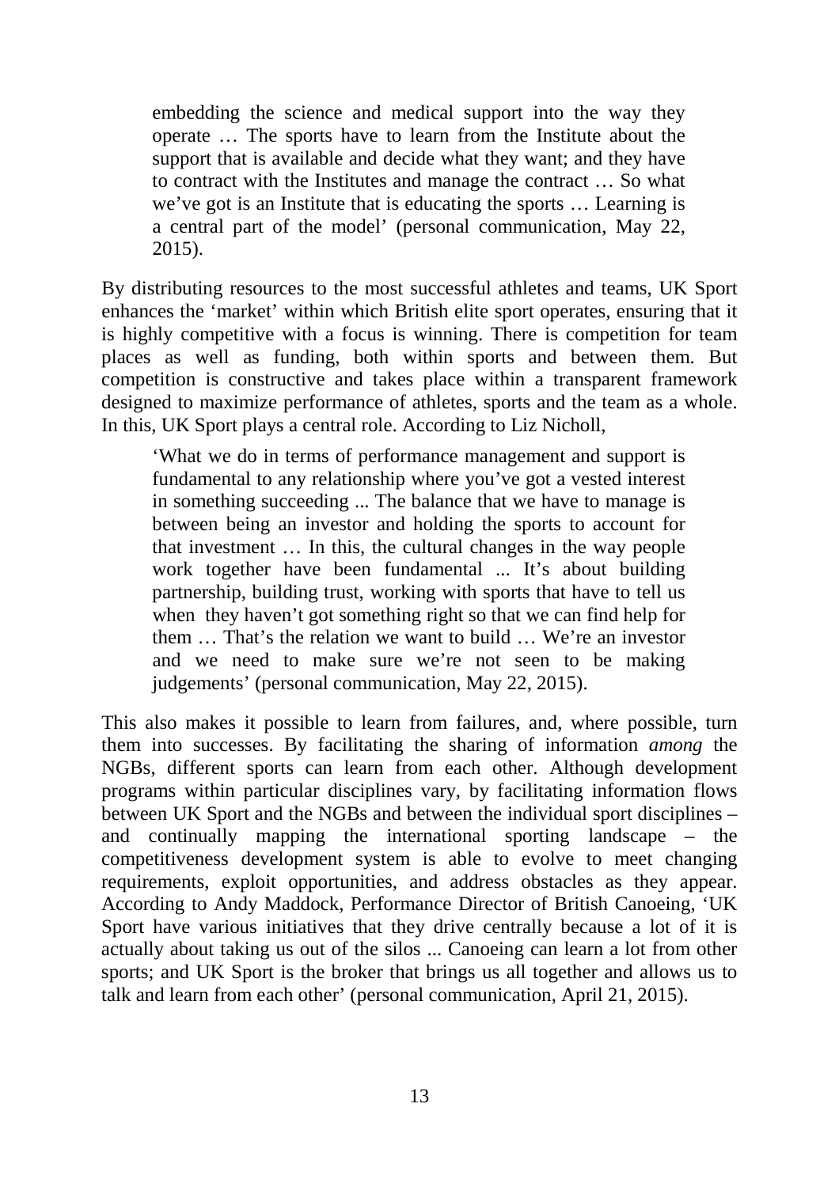> embedding the science and medical support into the way they operate … The sports have to learn from the Institute about the support that is available and decide what they want; and they have to contract with the Institutes and manage the contract … So what we've got is an Institute that is educating the sports … Learning is a central part of the model' (personal communication, May 22, 2015).

By distributing resources to the most successful athletes and teams, UK Sport enhances the 'market' within which British elite sport operates, ensuring that it is highly competitive with a focus is winning. There is competition for team places as well as funding, both within sports and between them. But competition is constructive and takes place within a transparent framework designed to maximize performance of athletes, sports and the team as a whole. In this, UK Sport plays a central role. According to Liz Nicholl,

> 'What we do in terms of performance management and support is fundamental to any relationship where you've got a vested interest in something succeeding ... The balance that we have to manage is between being an investor and holding the sports to account for that investment … In this, the cultural changes in the way people work together have been fundamental ... It's about building partnership, building trust, working with sports that have to tell us when they haven't got something right so that we can find help for them … That's the relation we want to build … We're an investor and we need to make sure we're not seen to be making judgements' (personal communication, May 22, 2015).

This also makes it possible to learn from failures, and, where possible, turn them into successes. By facilitating the sharing of information *among* the NGBs, different sports can learn from each other. Although development programs within particular disciplines vary, by facilitating information flows between UK Sport and the NGBs and between the individual sport disciplines – and continually mapping the international sporting landscape – the competitiveness development system is able to evolve to meet changing requirements, exploit opportunities, and address obstacles as they appear. According to Andy Maddock, Performance Director of British Canoeing, 'UK Sport have various initiatives that they drive centrally because a lot of it is actually about taking us out of the silos ... Canoeing can learn a lot from other sports; and UK Sport is the broker that brings us all together and allows us to talk and learn from each other' (personal communication, April 21, 2015).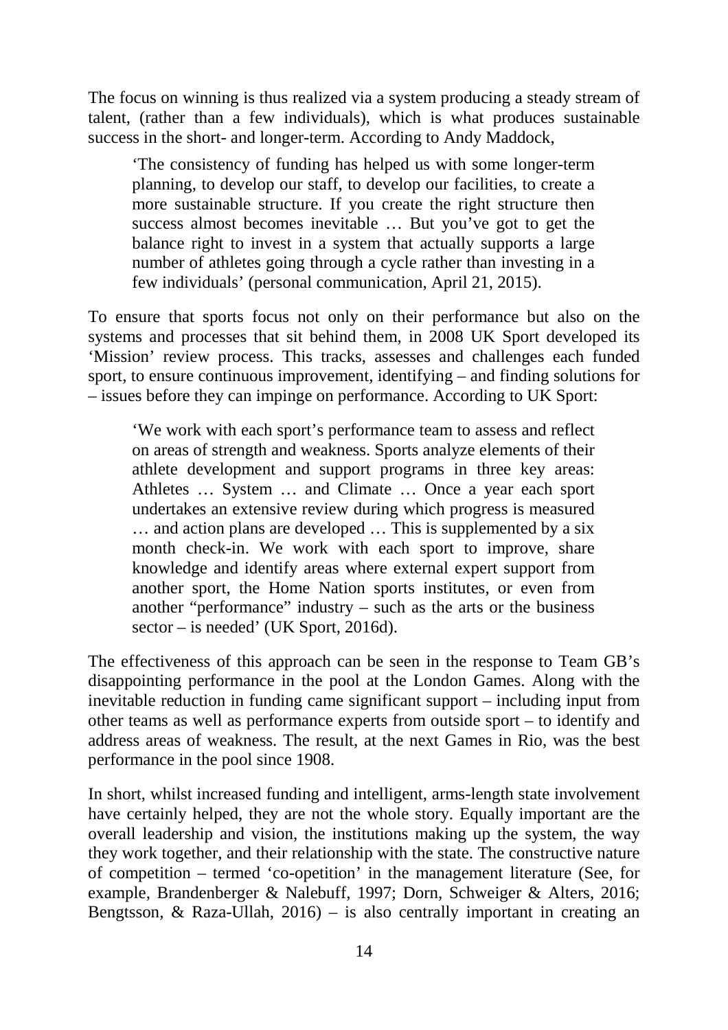The focus on winning is thus realized via a system producing a steady stream of talent, (rather than a few individuals), which is what produces sustainable success in the short- and longer-term. According to Andy Maddock,

> 'The consistency of funding has helped us with some longer-term planning, to develop our staff, to develop our facilities, to create a more sustainable structure. If you create the right structure then success almost becomes inevitable … But you've got to get the balance right to invest in a system that actually supports a large number of athletes going through a cycle rather than investing in a few individuals' (personal communication, April 21, 2015).

To ensure that sports focus not only on their performance but also on the systems and processes that sit behind them, in 2008 UK Sport developed its 'Mission' review process. This tracks, assesses and challenges each funded sport, to ensure continuous improvement, identifying – and finding solutions for – issues before they can impinge on performance. According to UK Sport:

> 'We work with each sport's performance team to assess and reflect on areas of strength and weakness. Sports analyze elements of their athlete development and support programs in three key areas: Athletes … System … and Climate … Once a year each sport undertakes an extensive review during which progress is measured … and action plans are developed … This is supplemented by a six month check-in. We work with each sport to improve, share knowledge and identify areas where external expert support from another sport, the Home Nation sports institutes, or even from another "performance" industry – such as the arts or the business sector – is needed' (UK Sport, 2016d).

The effectiveness of this approach can be seen in the response to Team GB's disappointing performance in the pool at the London Games. Along with the inevitable reduction in funding came significant support – including input from other teams as well as performance experts from outside sport – to identify and address areas of weakness. The result, at the next Games in Rio, was the best performance in the pool since 1908.

In short, whilst increased funding and intelligent, arms-length state involvement have certainly helped, they are not the whole story. Equally important are the overall leadership and vision, the institutions making up the system, the way they work together, and their relationship with the state. The constructive nature of competition – termed 'co-opetition' in the management literature (See, for example, Brandenberger & Nalebuff, 1997; Dorn, Schweiger & Alters, 2016; Bengtsson, & Raza-Ullah, 2016) – is also centrally important in creating an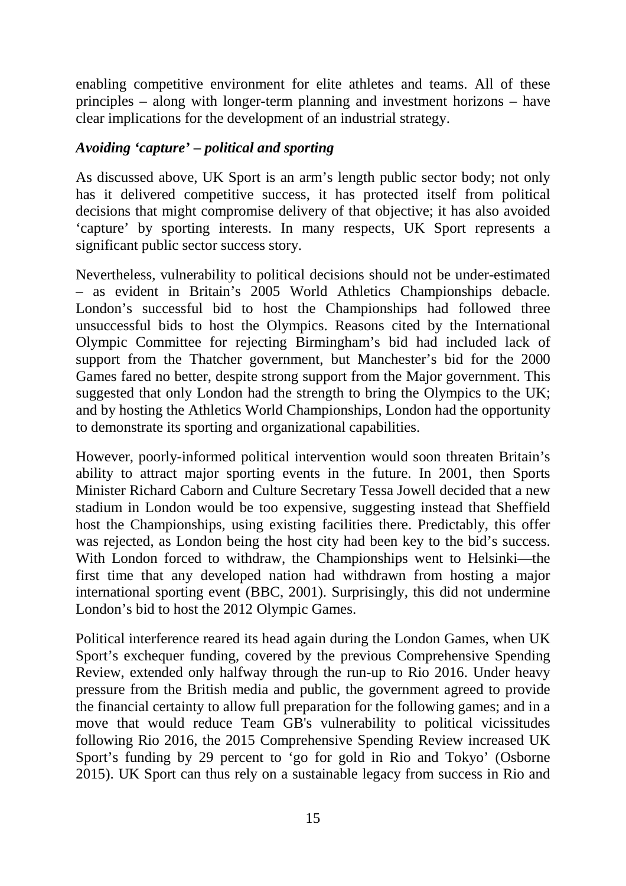enabling competitive environment for elite athletes and teams. All of these principles – along with longer-term planning and investment horizons – have clear implications for the development of an industrial strategy.

### *Avoiding 'capture' – political and sporting*

As discussed above, UK Sport is an arm's length public sector body; not only has it delivered competitive success, it has protected itself from political decisions that might compromise delivery of that objective; it has also avoided 'capture' by sporting interests. In many respects, UK Sport represents a significant public sector success story.

Nevertheless, vulnerability to political decisions should not be under-estimated – as evident in Britain's 2005 World Athletics Championships debacle. London's successful bid to host the Championships had followed three unsuccessful bids to host the Olympics. Reasons cited by the International Olympic Committee for rejecting Birmingham's bid had included lack of support from the Thatcher government, but Manchester's bid for the 2000 Games fared no better, despite strong support from the Major government. This suggested that only London had the strength to bring the Olympics to the UK; and by hosting the Athletics World Championships, London had the opportunity to demonstrate its sporting and organizational capabilities.

However, poorly-informed political intervention would soon threaten Britain's ability to attract major sporting events in the future. In 2001, then Sports Minister Richard Caborn and Culture Secretary Tessa Jowell decided that a new stadium in London would be too expensive, suggesting instead that Sheffield host the Championships, using existing facilities there. Predictably, this offer was rejected, as London being the host city had been key to the bid's success. With London forced to withdraw, the Championships went to Helsinki—the first time that any developed nation had withdrawn from hosting a major international sporting event (BBC, 2001). Surprisingly, this did not undermine London's bid to host the 2012 Olympic Games.

Political interference reared its head again during the London Games, when UK Sport's exchequer funding, covered by the previous Comprehensive Spending Review, extended only halfway through the run-up to Rio 2016. Under heavy pressure from the British media and public, the government agreed to provide the financial certainty to allow full preparation for the following games; and in a move that would reduce Team GB's vulnerability to political vicissitudes following Rio 2016, the 2015 Comprehensive Spending Review increased UK Sport's funding by 29 percent to 'go for gold in Rio and Tokyo' (Osborne 2015). UK Sport can thus rely on a sustainable legacy from success in Rio and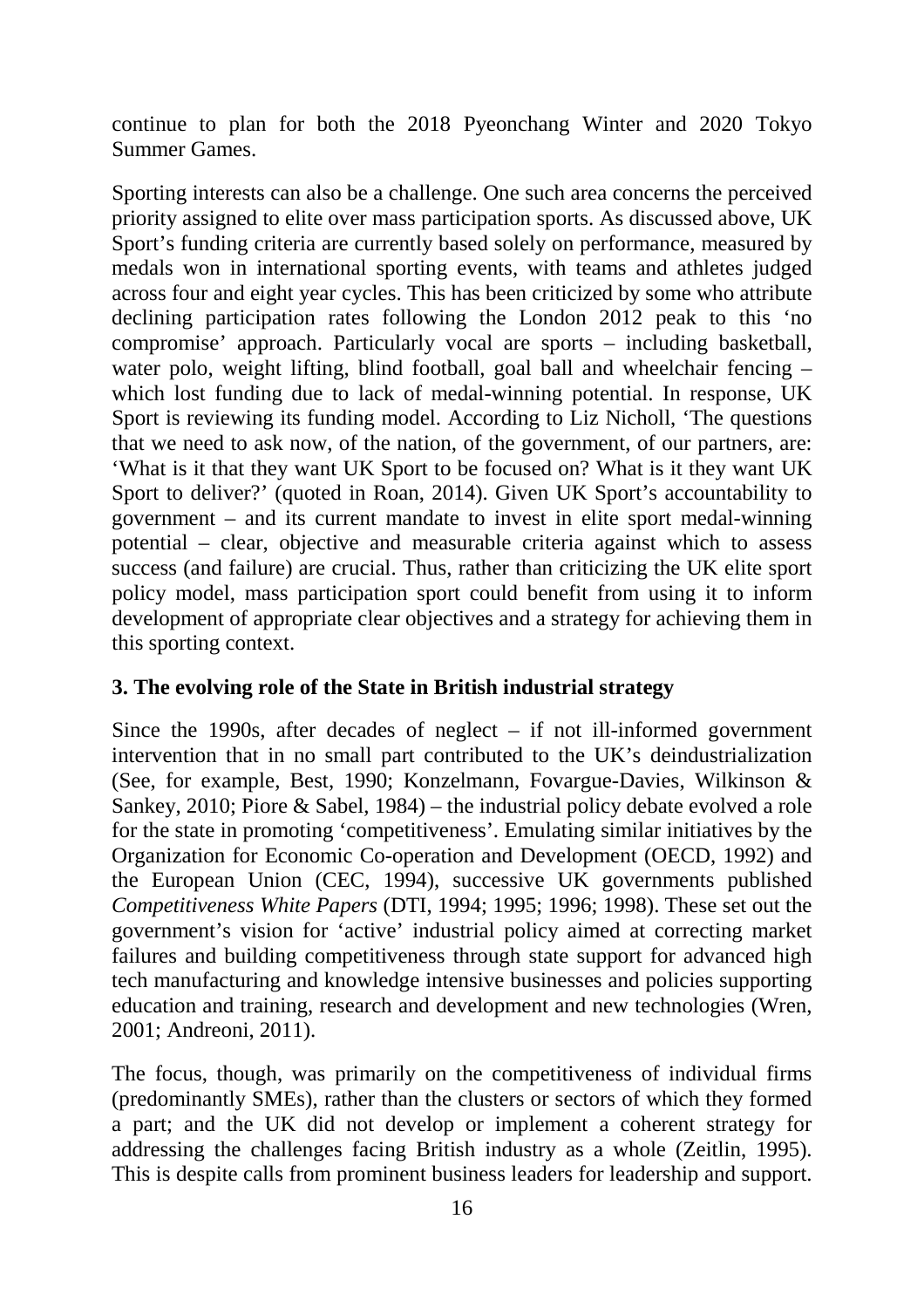continue to plan for both the 2018 Pyeonchang Winter and 2020 Tokyo Summer Games.

Sporting interests can also be a challenge. One such area concerns the perceived priority assigned to elite over mass participation sports. As discussed above, UK Sport's funding criteria are currently based solely on performance, measured by medals won in international sporting events, with teams and athletes judged across four and eight year cycles. This has been criticized by some who attribute declining participation rates following the London 2012 peak to this 'no compromise' approach. Particularly vocal are sports – including basketball, water polo, weight lifting, blind football, goal ball and wheelchair fencing – which lost funding due to lack of medal-winning potential. In response, UK Sport is reviewing its funding model. According to Liz Nicholl, 'The questions that we need to ask now, of the nation, of the government, of our partners, are: 'What is it that they want UK Sport to be focused on? What is it they want UK Sport to deliver?' (quoted in Roan, 2014). Given UK Sport's accountability to government – and its current mandate to invest in elite sport medal-winning potential – clear, objective and measurable criteria against which to assess success (and failure) are crucial. Thus, rather than criticizing the UK elite sport policy model, mass participation sport could benefit from using it to inform development of appropriate clear objectives and a strategy for achieving them in this sporting context.

## 3. The evolving role of the State in British industrial strategy

Since the 1990s, after decades of neglect – if not ill-informed government intervention that in no small part contributed to the UK's deindustrialization (See, for example, Best, 1990; Konzelmann, Fovargue-Davies, Wilkinson & Sankey, 2010; Piore & Sabel, 1984) – the industrial policy debate evolved a role for the state in promoting 'competitiveness'. Emulating similar initiatives by the Organization for Economic Co-operation and Development (OECD, 1992) and the European Union (CEC, 1994), successive UK governments published *Competitiveness White Papers* (DTI, 1994; 1995; 1996; 1998). These set out the government's vision for 'active' industrial policy aimed at correcting market failures and building competitiveness through state support for advanced high tech manufacturing and knowledge intensive businesses and policies supporting education and training, research and development and new technologies (Wren, 2001; Andreoni, 2011).

The focus, though, was primarily on the competitiveness of individual firms (predominantly SMEs), rather than the clusters or sectors of which they formed a part; and the UK did not develop or implement a coherent strategy for addressing the challenges facing British industry as a whole (Zeitlin, 1995). This is despite calls from prominent business leaders for leadership and support.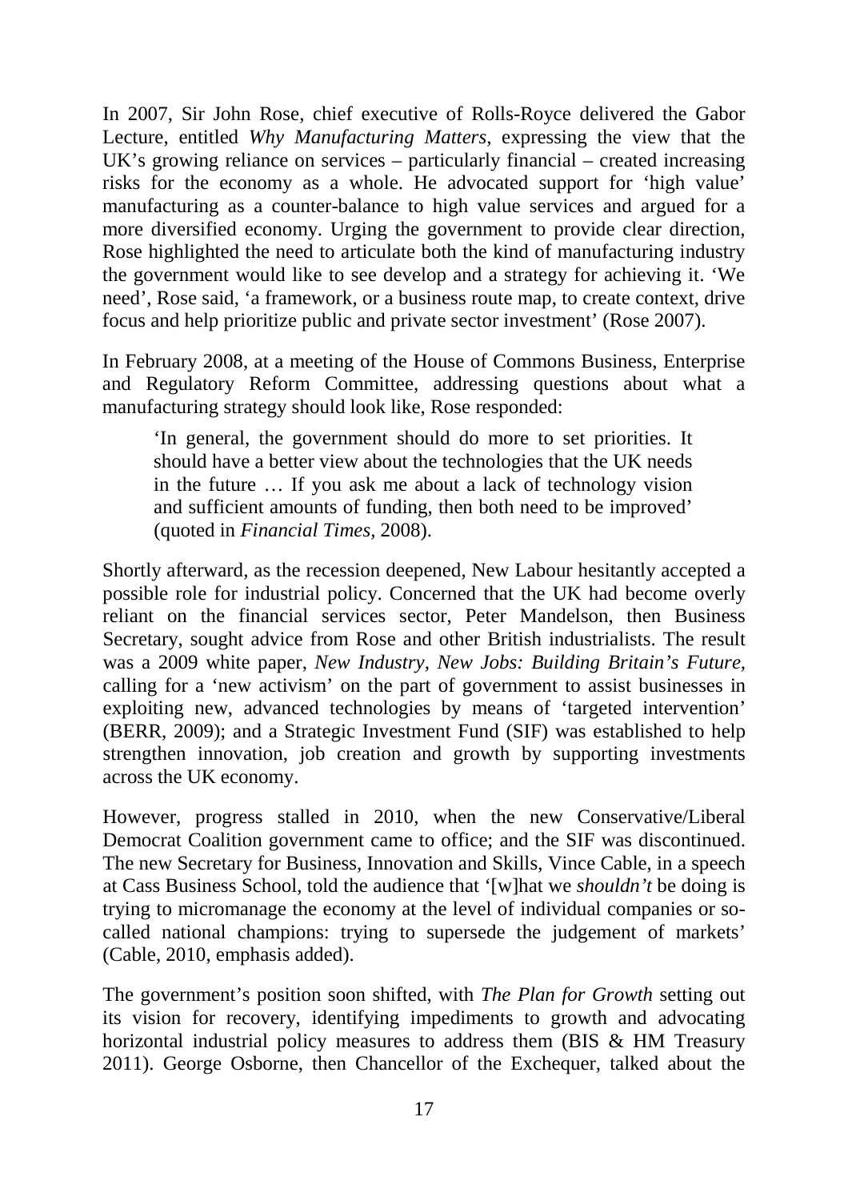In 2007, Sir John Rose, chief executive of Rolls-Royce delivered the Gabor Lecture, entitled *Why Manufacturing Matters,* expressing the view that the UK's growing reliance on services – particularly financial – created increasing risks for the economy as a whole. He advocated support for 'high value' manufacturing as a counter-balance to high value services and argued for a more diversified economy. Urging the government to provide clear direction, Rose highlighted the need to articulate both the kind of manufacturing industry the government would like to see develop and a strategy for achieving it. 'We need', Rose said, 'a framework, or a business route map, to create context, drive focus and help prioritize public and private sector investment' (Rose 2007).

In February 2008, at a meeting of the House of Commons Business, Enterprise and Regulatory Reform Committee, addressing questions about what a manufacturing strategy should look like, Rose responded:

> 'In general, the government should do more to set priorities. It should have a better view about the technologies that the UK needs in the future … If you ask me about a lack of technology vision and sufficient amounts of funding, then both need to be improved' (quoted in *Financial Times*, 2008).

Shortly afterward, as the recession deepened, New Labour hesitantly accepted a possible role for industrial policy. Concerned that the UK had become overly reliant on the financial services sector, Peter Mandelson, then Business Secretary, sought advice from Rose and other British industrialists. The result was a 2009 white paper, *New Industry, New Jobs: Building Britain's Future,* calling for a 'new activism' on the part of government to assist businesses in exploiting new, advanced technologies by means of 'targeted intervention' (BERR, 2009); and a Strategic Investment Fund (SIF) was established to help strengthen innovation, job creation and growth by supporting investments across the UK economy.

However, progress stalled in 2010, when the new Conservative/Liberal Democrat Coalition government came to office; and the SIF was discontinued. The new Secretary for Business, Innovation and Skills, Vince Cable, in a speech at Cass Business School, told the audience that '[w]hat we *shouldn't* be doing is trying to micromanage the economy at the level of individual companies or so-called national champions: trying to supersede the judgement of markets' (Cable, 2010, emphasis added).

The government's position soon shifted, with *The Plan for Growth* setting out its vision for recovery, identifying impediments to growth and advocating horizontal industrial policy measures to address them (BIS & HM Treasury 2011). George Osborne, then Chancellor of the Exchequer, talked about the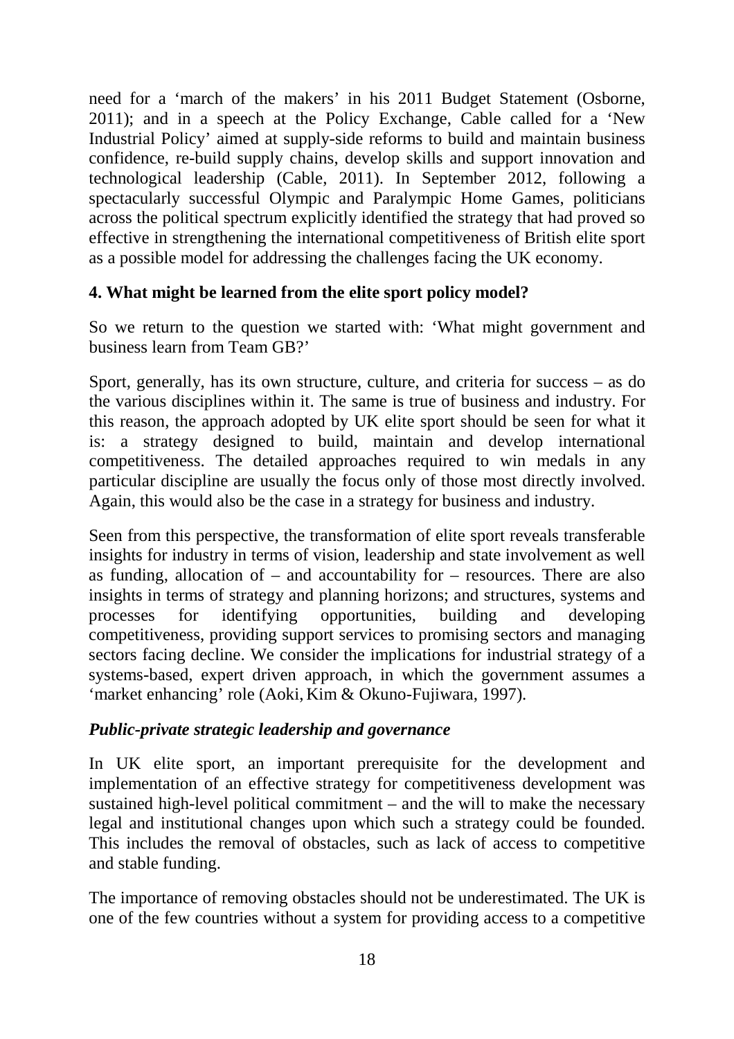need for a 'march of the makers' in his 2011 Budget Statement (Osborne, 2011); and in a speech at the Policy Exchange, Cable called for a 'New Industrial Policy' aimed at supply-side reforms to build and maintain business confidence, re-build supply chains, develop skills and support innovation and technological leadership (Cable, 2011). In September 2012, following a spectacularly successful Olympic and Paralympic Home Games, politicians across the political spectrum explicitly identified the strategy that had proved so effective in strengthening the international competitiveness of British elite sport as a possible model for addressing the challenges facing the UK economy.

## 4. What might be learned from the elite sport policy model?

So we return to the question we started with: 'What might government and business learn from Team GB?'

Sport, generally, has its own structure, culture, and criteria for success – as do the various disciplines within it. The same is true of business and industry. For this reason, the approach adopted by UK elite sport should be seen for what it is: a strategy designed to build, maintain and develop international competitiveness. The detailed approaches required to win medals in any particular discipline are usually the focus only of those most directly involved. Again, this would also be the case in a strategy for business and industry.

Seen from this perspective, the transformation of elite sport reveals transferable insights for industry in terms of vision, leadership and state involvement as well as funding, allocation of – and accountability for – resources. There are also insights in terms of strategy and planning horizons; and structures, systems and processes for identifying opportunities, building and developing competitiveness, providing support services to promising sectors and managing sectors facing decline. We consider the implications for industrial strategy of a systems-based, expert driven approach, in which the government assumes a 'market enhancing' role (Aoki, Kim & Okuno-Fujiwara, 1997).

### *Public-private strategic leadership and governance*

In UK elite sport, an important prerequisite for the development and implementation of an effective strategy for competitiveness development was sustained high-level political commitment – and the will to make the necessary legal and institutional changes upon which such a strategy could be founded. This includes the removal of obstacles, such as lack of access to competitive and stable funding.

The importance of removing obstacles should not be underestimated. The UK is one of the few countries without a system for providing access to a competitive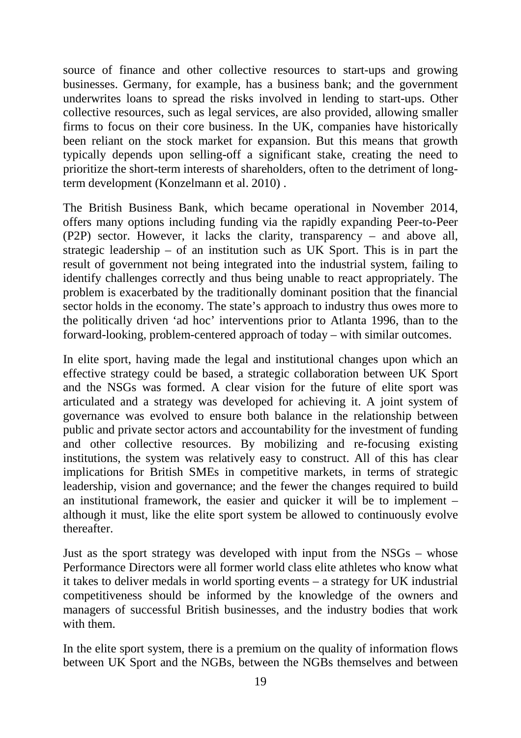source of finance and other collective resources to start-ups and growing businesses. Germany, for example, has a business bank; and the government underwrites loans to spread the risks involved in lending to start-ups. Other collective resources, such as legal services, are also provided, allowing smaller firms to focus on their core business. In the UK, companies have historically been reliant on the stock market for expansion. But this means that growth typically depends upon selling-off a significant stake, creating the need to prioritize the short-term interests of shareholders, often to the detriment of long-term development (Konzelmann et al. 2010) .

The British Business Bank, which became operational in November 2014, offers many options including funding via the rapidly expanding Peer-to-Peer (P2P) sector. However, it lacks the clarity, transparency – and above all, strategic leadership – of an institution such as UK Sport. This is in part the result of government not being integrated into the industrial system, failing to identify challenges correctly and thus being unable to react appropriately. The problem is exacerbated by the traditionally dominant position that the financial sector holds in the economy. The state's approach to industry thus owes more to the politically driven 'ad hoc' interventions prior to Atlanta 1996, than to the forward-looking, problem-centered approach of today – with similar outcomes.

In elite sport, having made the legal and institutional changes upon which an effective strategy could be based, a strategic collaboration between UK Sport and the NSGs was formed. A clear vision for the future of elite sport was articulated and a strategy was developed for achieving it. A joint system of governance was evolved to ensure both balance in the relationship between public and private sector actors and accountability for the investment of funding and other collective resources. By mobilizing and re-focusing existing institutions, the system was relatively easy to construct. All of this has clear implications for British SMEs in competitive markets, in terms of strategic leadership, vision and governance; and the fewer the changes required to build an institutional framework, the easier and quicker it will be to implement – although it must, like the elite sport system be allowed to continuously evolve thereafter.

Just as the sport strategy was developed with input from the NSGs – whose Performance Directors were all former world class elite athletes who know what it takes to deliver medals in world sporting events – a strategy for UK industrial competitiveness should be informed by the knowledge of the owners and managers of successful British businesses, and the industry bodies that work with them.

In the elite sport system, there is a premium on the quality of information flows between UK Sport and the NGBs, between the NGBs themselves and between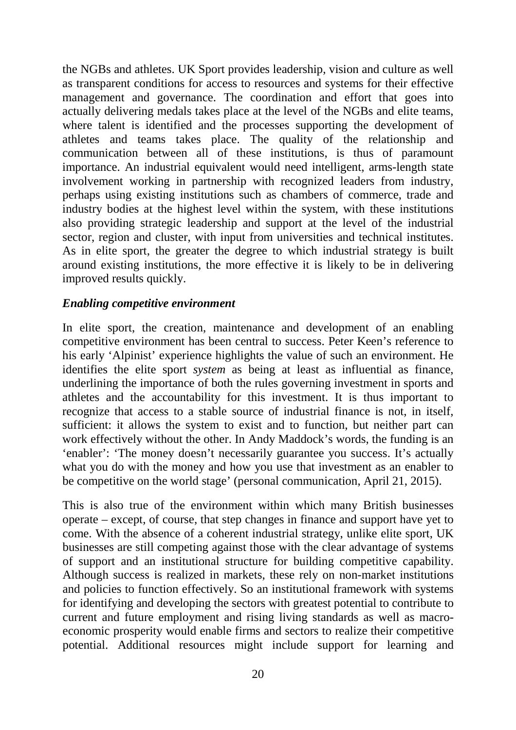the NGBs and athletes. UK Sport provides leadership, vision and culture as well as transparent conditions for access to resources and systems for their effective management and governance. The coordination and effort that goes into actually delivering medals takes place at the level of the NGBs and elite teams, where talent is identified and the processes supporting the development of athletes and teams takes place. The quality of the relationship and communication between all of these institutions, is thus of paramount importance. An industrial equivalent would need intelligent, arms-length state involvement working in partnership with recognized leaders from industry, perhaps using existing institutions such as chambers of commerce, trade and industry bodies at the highest level within the system, with these institutions also providing strategic leadership and support at the level of the industrial sector, region and cluster, with input from universities and technical institutes. As in elite sport, the greater the degree to which industrial strategy is built around existing institutions, the more effective it is likely to be in delivering improved results quickly.

### *Enabling competitive environment*

In elite sport, the creation, maintenance and development of an enabling competitive environment has been central to success. Peter Keen's reference to his early 'Alpinist' experience highlights the value of such an environment. He identifies the elite sport *system* as being at least as influential as finance, underlining the importance of both the rules governing investment in sports and athletes and the accountability for this investment. It is thus important to recognize that access to a stable source of industrial finance is not, in itself, sufficient: it allows the system to exist and to function, but neither part can work effectively without the other. In Andy Maddock's words, the funding is an 'enabler': 'The money doesn't necessarily guarantee you success. It's actually what you do with the money and how you use that investment as an enabler to be competitive on the world stage' (personal communication, April 21, 2015).

This is also true of the environment within which many British businesses operate – except, of course, that step changes in finance and support have yet to come. With the absence of a coherent industrial strategy, unlike elite sport, UK businesses are still competing against those with the clear advantage of systems of support and an institutional structure for building competitive capability. Although success is realized in markets, these rely on non-market institutions and policies to function effectively. So an institutional framework with systems for identifying and developing the sectors with greatest potential to contribute to current and future employment and rising living standards as well as macro-economic prosperity would enable firms and sectors to realize their competitive potential. Additional resources might include support for learning and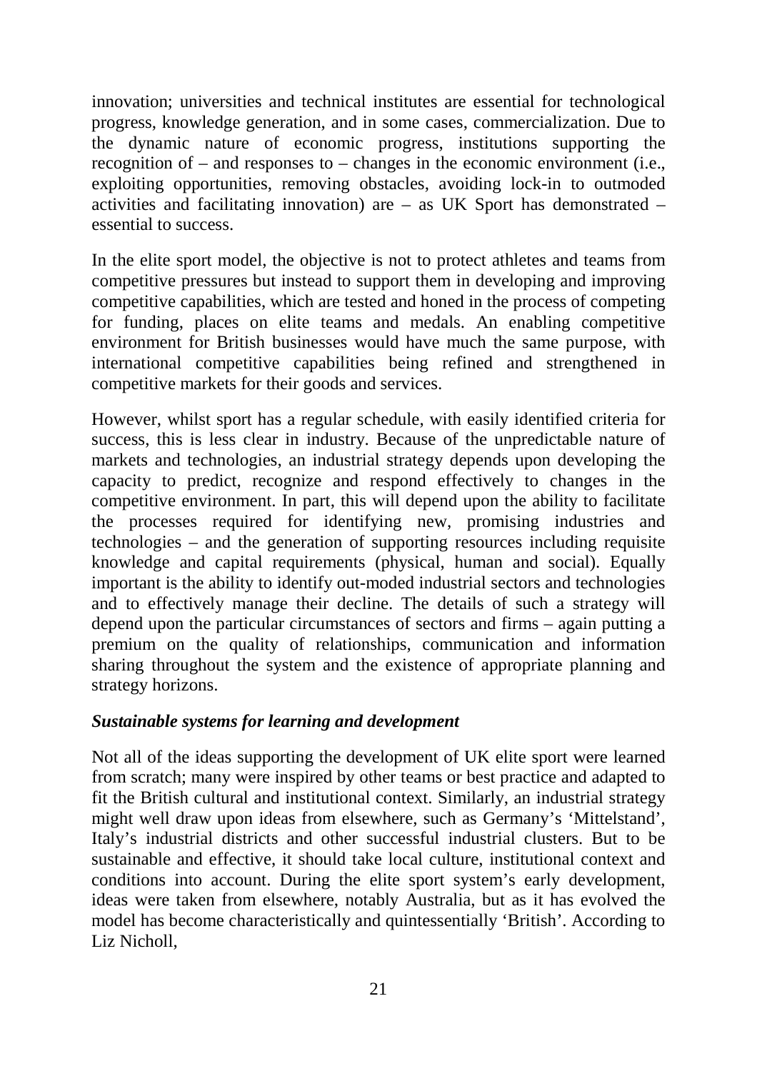innovation; universities and technical institutes are essential for technological progress, knowledge generation, and in some cases, commercialization. Due to the dynamic nature of economic progress, institutions supporting the recognition of – and responses to – changes in the economic environment (i.e., exploiting opportunities, removing obstacles, avoiding lock-in to outmoded activities and facilitating innovation) are – as UK Sport has demonstrated – essential to success.

In the elite sport model, the objective is not to protect athletes and teams from competitive pressures but instead to support them in developing and improving competitive capabilities, which are tested and honed in the process of competing for funding, places on elite teams and medals. An enabling competitive environment for British businesses would have much the same purpose, with international competitive capabilities being refined and strengthened in competitive markets for their goods and services.

However, whilst sport has a regular schedule, with easily identified criteria for success, this is less clear in industry. Because of the unpredictable nature of markets and technologies, an industrial strategy depends upon developing the capacity to predict, recognize and respond effectively to changes in the competitive environment. In part, this will depend upon the ability to facilitate the processes required for identifying new, promising industries and technologies – and the generation of supporting resources including requisite knowledge and capital requirements (physical, human and social). Equally important is the ability to identify out-moded industrial sectors and technologies and to effectively manage their decline. The details of such a strategy will depend upon the particular circumstances of sectors and firms – again putting a premium on the quality of relationships, communication and information sharing throughout the system and the existence of appropriate planning and strategy horizons.

***Sustainable systems for learning and development***

Not all of the ideas supporting the development of UK elite sport were learned from scratch; many were inspired by other teams or best practice and adapted to fit the British cultural and institutional context. Similarly, an industrial strategy might well draw upon ideas from elsewhere, such as Germany's 'Mittelstand', Italy's industrial districts and other successful industrial clusters. But to be sustainable and effective, it should take local culture, institutional context and conditions into account. During the elite sport system's early development, ideas were taken from elsewhere, notably Australia, but as it has evolved the model has become characteristically and quintessentially 'British'. According to Liz Nicholl,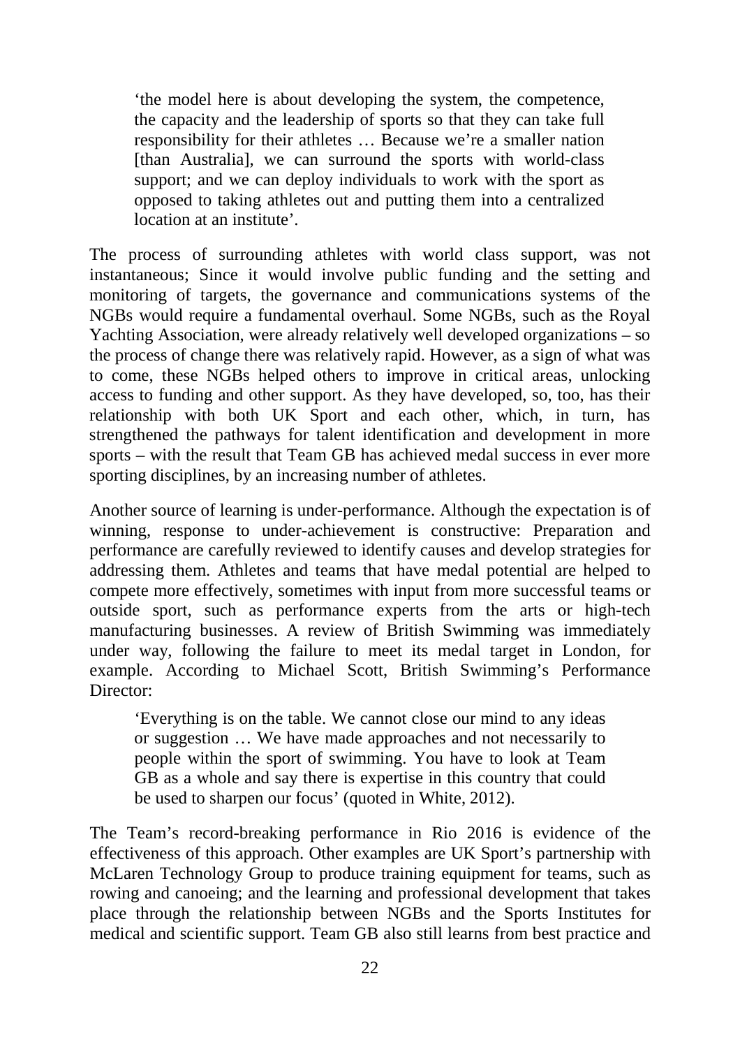> 'the model here is about developing the system, the competence, the capacity and the leadership of sports so that they can take full responsibility for their athletes … Because we're a smaller nation [than Australia], we can surround the sports with world-class support; and we can deploy individuals to work with the sport as opposed to taking athletes out and putting them into a centralized location at an institute'.

The process of surrounding athletes with world class support, was not instantaneous; Since it would involve public funding and the setting and monitoring of targets, the governance and communications systems of the NGBs would require a fundamental overhaul. Some NGBs, such as the Royal Yachting Association, were already relatively well developed organizations – so the process of change there was relatively rapid. However, as a sign of what was to come, these NGBs helped others to improve in critical areas, unlocking access to funding and other support. As they have developed, so, too, has their relationship with both UK Sport and each other, which, in turn, has strengthened the pathways for talent identification and development in more sports – with the result that Team GB has achieved medal success in ever more sporting disciplines, by an increasing number of athletes.

Another source of learning is under-performance. Although the expectation is of winning, response to under-achievement is constructive: Preparation and performance are carefully reviewed to identify causes and develop strategies for addressing them. Athletes and teams that have medal potential are helped to compete more effectively, sometimes with input from more successful teams or outside sport, such as performance experts from the arts or high-tech manufacturing businesses. A review of British Swimming was immediately under way, following the failure to meet its medal target in London, for example. According to Michael Scott, British Swimming's Performance Director:

> 'Everything is on the table. We cannot close our mind to any ideas or suggestion … We have made approaches and not necessarily to people within the sport of swimming. You have to look at Team GB as a whole and say there is expertise in this country that could be used to sharpen our focus' (quoted in White, 2012).

The Team's record-breaking performance in Rio 2016 is evidence of the effectiveness of this approach. Other examples are UK Sport's partnership with McLaren Technology Group to produce training equipment for teams, such as rowing and canoeing; and the learning and professional development that takes place through the relationship between NGBs and the Sports Institutes for medical and scientific support. Team GB also still learns from best practice and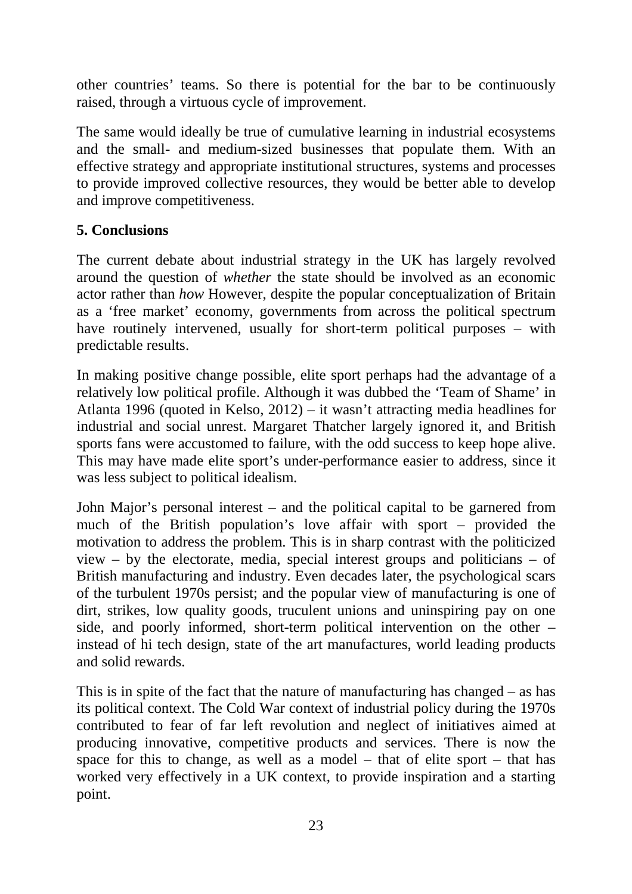other countries' teams. So there is potential for the bar to be continuously raised, through a virtuous cycle of improvement.

The same would ideally be true of cumulative learning in industrial ecosystems and the small- and medium-sized businesses that populate them. With an effective strategy and appropriate institutional structures, systems and processes to provide improved collective resources, they would be better able to develop and improve competitiveness.

## 5. Conclusions

The current debate about industrial strategy in the UK has largely revolved around the question of *whether* the state should be involved as an economic actor rather than *how* However, despite the popular conceptualization of Britain as a 'free market' economy, governments from across the political spectrum have routinely intervened, usually for short-term political purposes – with predictable results.

In making positive change possible, elite sport perhaps had the advantage of a relatively low political profile. Although it was dubbed the 'Team of Shame' in Atlanta 1996 (quoted in Kelso, 2012) – it wasn't attracting media headlines for industrial and social unrest. Margaret Thatcher largely ignored it, and British sports fans were accustomed to failure, with the odd success to keep hope alive. This may have made elite sport's under-performance easier to address, since it was less subject to political idealism.

John Major's personal interest – and the political capital to be garnered from much of the British population's love affair with sport – provided the motivation to address the problem. This is in sharp contrast with the politicized view – by the electorate, media, special interest groups and politicians – of British manufacturing and industry. Even decades later, the psychological scars of the turbulent 1970s persist; and the popular view of manufacturing is one of dirt, strikes, low quality goods, truculent unions and uninspiring pay on one side, and poorly informed, short-term political intervention on the other – instead of hi tech design, state of the art manufactures, world leading products and solid rewards.

This is in spite of the fact that the nature of manufacturing has changed – as has its political context. The Cold War context of industrial policy during the 1970s contributed to fear of far left revolution and neglect of initiatives aimed at producing innovative, competitive products and services. There is now the space for this to change, as well as a model – that of elite sport – that has worked very effectively in a UK context, to provide inspiration and a starting point.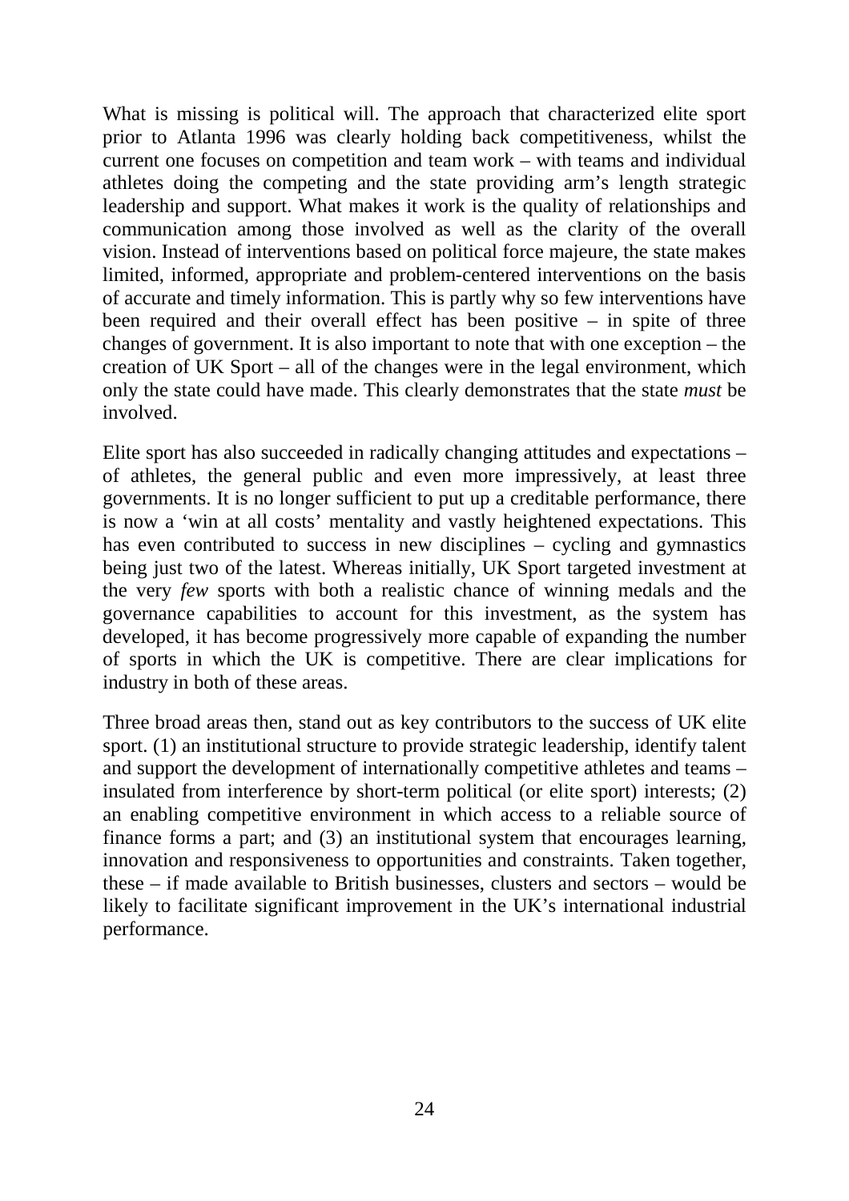What is missing is political will. The approach that characterized elite sport prior to Atlanta 1996 was clearly holding back competitiveness, whilst the current one focuses on competition and team work – with teams and individual athletes doing the competing and the state providing arm's length strategic leadership and support. What makes it work is the quality of relationships and communication among those involved as well as the clarity of the overall vision. Instead of interventions based on political force majeure, the state makes limited, informed, appropriate and problem-centered interventions on the basis of accurate and timely information. This is partly why so few interventions have been required and their overall effect has been positive – in spite of three changes of government. It is also important to note that with one exception – the creation of UK Sport – all of the changes were in the legal environment, which only the state could have made. This clearly demonstrates that the state *must* be involved.

Elite sport has also succeeded in radically changing attitudes and expectations – of athletes, the general public and even more impressively, at least three governments. It is no longer sufficient to put up a creditable performance, there is now a 'win at all costs' mentality and vastly heightened expectations. This has even contributed to success in new disciplines – cycling and gymnastics being just two of the latest. Whereas initially, UK Sport targeted investment at the very *few* sports with both a realistic chance of winning medals and the governance capabilities to account for this investment, as the system has developed, it has become progressively more capable of expanding the number of sports in which the UK is competitive. There are clear implications for industry in both of these areas.

Three broad areas then, stand out as key contributors to the success of UK elite sport. (1) an institutional structure to provide strategic leadership, identify talent and support the development of internationally competitive athletes and teams – insulated from interference by short-term political (or elite sport) interests; (2) an enabling competitive environment in which access to a reliable source of finance forms a part; and (3) an institutional system that encourages learning, innovation and responsiveness to opportunities and constraints. Taken together, these – if made available to British businesses, clusters and sectors – would be likely to facilitate significant improvement in the UK's international industrial performance.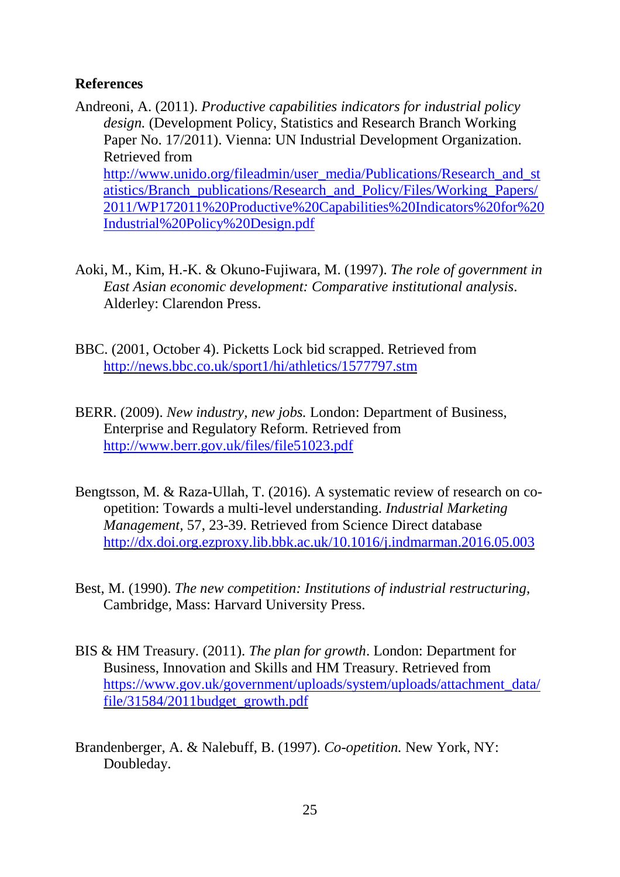**References**

Andreoni, A. (2011). *Productive capabilities indicators for industrial policy design.* (Development Policy, Statistics and Research Branch Working Paper No. 17/2011). Vienna: UN Industrial Development Organization. Retrieved from http://www.unido.org/fileadmin/user_media/Publications/Research_and_statistics/Branch_publications/Research_and_Policy/Files/Working_Papers/2011/WP172011%20Productive%20Capabilities%20Indicators%20for%20Industrial%20Policy%20Design.pdf

Aoki, M., Kim, H.-K. & Okuno-Fujiwara, M. (1997). *The role of government in East Asian economic development: Comparative institutional analysis*. Alderley: Clarendon Press.

BBC. (2001, October 4). Picketts Lock bid scrapped. Retrieved from http://news.bbc.co.uk/sport1/hi/athletics/1577797.stm

BERR. (2009). *New industry, new jobs.* London: Department of Business, Enterprise and Regulatory Reform. Retrieved from http://www.berr.gov.uk/files/file51023.pdf

Bengtsson, M. & Raza-Ullah, T. (2016). A systematic review of research on co-opetition: Towards a multi-level understanding. *Industrial Marketing Management*, 57, 23-39. Retrieved from Science Direct database http://dx.doi.org.ezproxy.lib.bbk.ac.uk/10.1016/j.indmarman.2016.05.003

Best, M. (1990). *The new competition: Institutions of industrial restructuring,* Cambridge, Mass: Harvard University Press.

BIS & HM Treasury. (2011). *The plan for growth*. London: Department for Business, Innovation and Skills and HM Treasury. Retrieved from https://www.gov.uk/government/uploads/system/uploads/attachment_data/file/31584/2011budget_growth.pdf

Brandenberger, A. & Nalebuff, B. (1997). *Co-opetition.* New York, NY: Doubleday.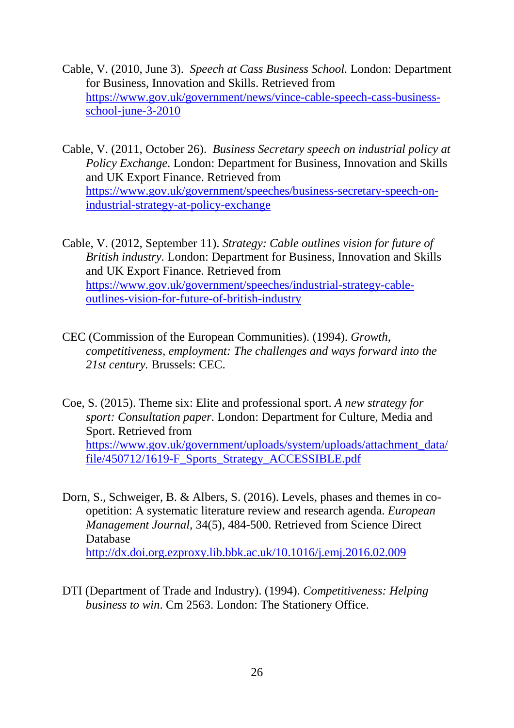Cable, V. (2010, June 3). *Speech at Cass Business School.* London: Department for Business, Innovation and Skills. Retrieved from https://www.gov.uk/government/news/vince-cable-speech-cass-business-school-june-3-2010

Cable, V. (2011, October 26). *Business Secretary speech on industrial policy at Policy Exchange.* London: Department for Business, Innovation and Skills and UK Export Finance. Retrieved from https://www.gov.uk/government/speeches/business-secretary-speech-on-industrial-strategy-at-policy-exchange

Cable, V. (2012, September 11). *Strategy: Cable outlines vision for future of British industry.* London: Department for Business, Innovation and Skills and UK Export Finance. Retrieved from https://www.gov.uk/government/speeches/industrial-strategy-cable-outlines-vision-for-future-of-british-industry

CEC (Commission of the European Communities). (1994). *Growth, competitiveness, employment: The challenges and ways forward into the 21st century.* Brussels: CEC.

Coe, S. (2015). Theme six: Elite and professional sport. *A new strategy for sport: Consultation paper.* London: Department for Culture, Media and Sport. Retrieved from https://www.gov.uk/government/uploads/system/uploads/attachment_data/file/450712/1619-F_Sports_Strategy_ACCESSIBLE.pdf

Dorn, S., Schweiger, B. & Albers, S. (2016). Levels, phases and themes in co-opetition: A systematic literature review and research agenda. *European Management Journal*, 34(5), 484-500. Retrieved from Science Direct Database http://dx.doi.org.ezproxy.lib.bbk.ac.uk/10.1016/j.emj.2016.02.009

DTI (Department of Trade and Industry). (1994). *Competitiveness: Helping business to win*. Cm 2563. London: The Stationery Office.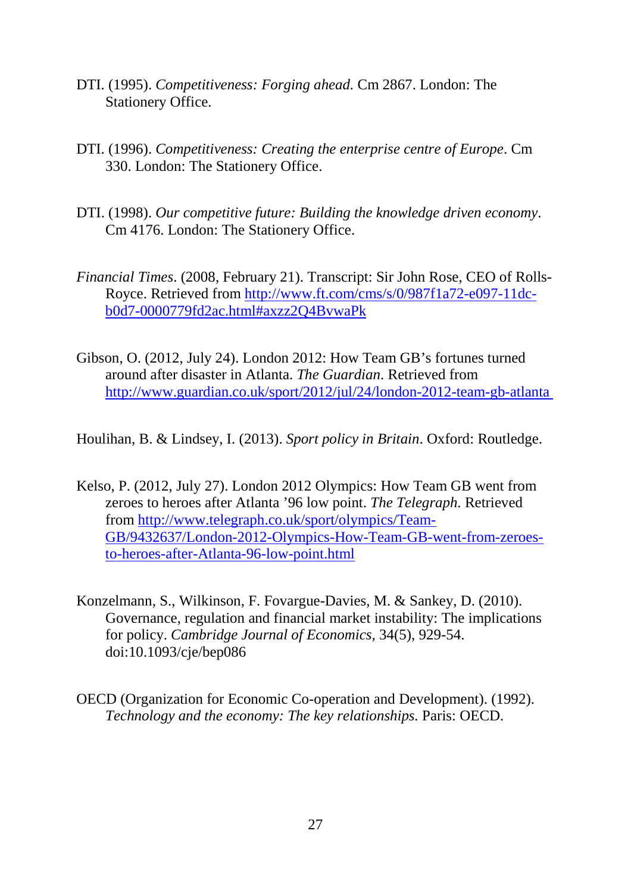DTI. (1995). *Competitiveness: Forging ahead.* Cm 2867. London: The Stationery Office.

DTI. (1996). *Competitiveness: Creating the enterprise centre of Europe*. Cm 330. London: The Stationery Office.

DTI. (1998). *Our competitive future: Building the knowledge driven economy*. Cm 4176. London: The Stationery Office.

*Financial Times*. (2008, February 21). Transcript: Sir John Rose, CEO of Rolls-Royce. Retrieved from [http://www.ft.com/cms/s/0/987f1a72-e097-11dc-b0d7-0000779fd2ac.html#axzz2Q4BvwaPk](http://www.ft.com/cms/s/0/987f1a72-e097-11dc-b0d7-0000779fd2ac.html#axzz2Q4BvwaPk)

Gibson, O. (2012, July 24). London 2012: How Team GB's fortunes turned around after disaster in Atlanta. *The Guardian*. Retrieved from [http://www.guardian.co.uk/sport/2012/jul/24/london-2012-team-gb-atlanta](http://www.guardian.co.uk/sport/2012/jul/24/london-2012-team-gb-atlanta)

Houlihan, B. & Lindsey, I. (2013). *Sport policy in Britain*. Oxford: Routledge.

Kelso, P. (2012, July 27). London 2012 Olympics: How Team GB went from zeroes to heroes after Atlanta '96 low point. *The Telegraph.* Retrieved from [http://www.telegraph.co.uk/sport/olympics/Team-GB/9432637/London-2012-Olympics-How-Team-GB-went-from-zeroes-to-heroes-after-Atlanta-96-low-point.html](http://www.telegraph.co.uk/sport/olympics/Team-GB/9432637/London-2012-Olympics-How-Team-GB-went-from-zeroes-to-heroes-after-Atlanta-96-low-point.html)

Konzelmann, S., Wilkinson, F. Fovargue-Davies, M. & Sankey, D. (2010). Governance, regulation and financial market instability: The implications for policy. *Cambridge Journal of Economics,* 34(5), 929-54. doi:10.1093/cje/bep086

OECD (Organization for Economic Co-operation and Development). (1992). *Technology and the economy: The key relationships.* Paris: OECD.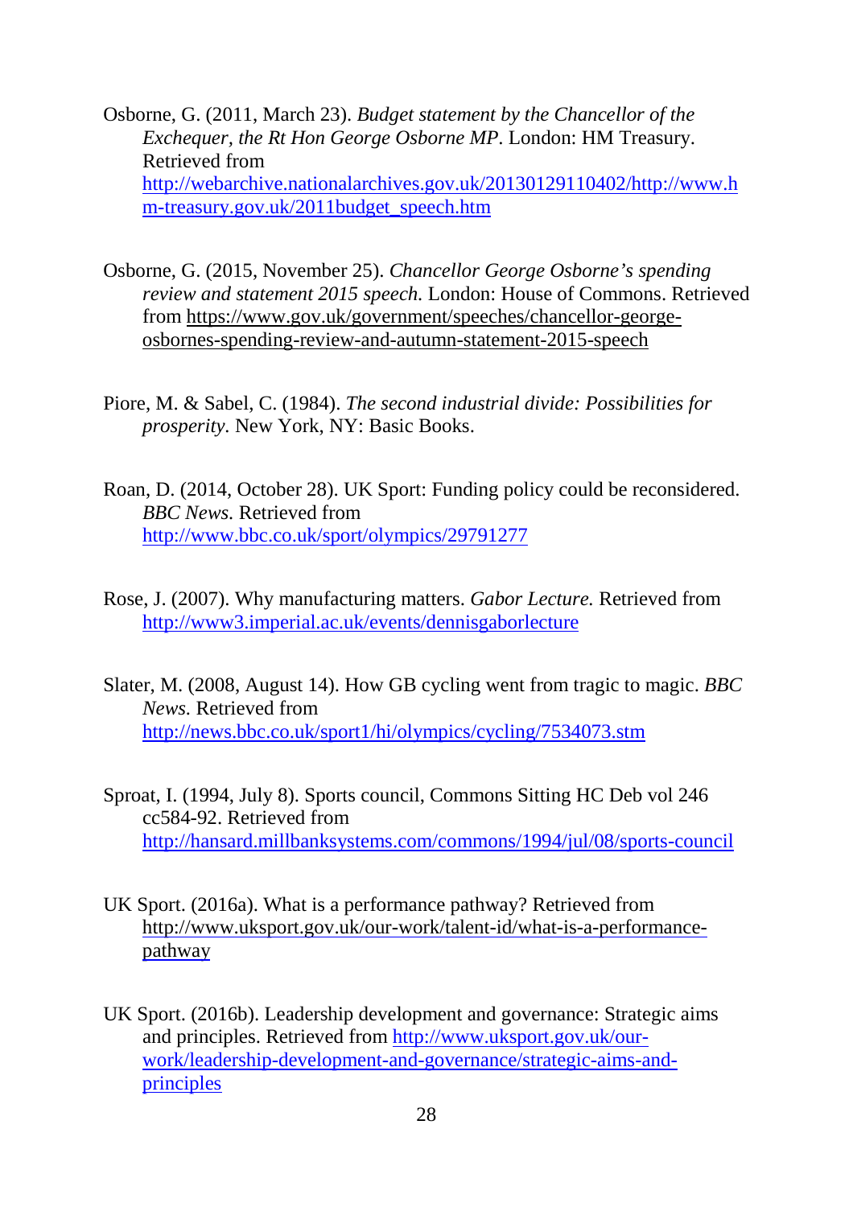Osborne, G. (2011, March 23). *Budget statement by the Chancellor of the Exchequer, the Rt Hon George Osborne MP*. London: HM Treasury. Retrieved from http://webarchive.nationalarchives.gov.uk/20130129110402/http://www.hm-treasury.gov.uk/2011budget_speech.htm

Osborne, G. (2015, November 25). *Chancellor George Osborne's spending review and statement 2015 speech.* London: House of Commons. Retrieved from https://www.gov.uk/government/speeches/chancellor-george-osbornes-spending-review-and-autumn-statement-2015-speech

Piore, M. & Sabel, C. (1984). *The second industrial divide: Possibilities for prosperity.* New York, NY: Basic Books.

Roan, D. (2014, October 28). UK Sport: Funding policy could be reconsidered. *BBC News.* Retrieved from http://www.bbc.co.uk/sport/olympics/29791277

Rose, J. (2007). Why manufacturing matters. *Gabor Lecture.* Retrieved from http://www3.imperial.ac.uk/events/dennisgaborlecture

Slater, M. (2008, August 14). How GB cycling went from tragic to magic. *BBC News.* Retrieved from http://news.bbc.co.uk/sport1/hi/olympics/cycling/7534073.stm

Sproat, I. (1994, July 8). Sports council, Commons Sitting HC Deb vol 246 cc584-92. Retrieved from http://hansard.millbanksystems.com/commons/1994/jul/08/sports-council

UK Sport. (2016a). What is a performance pathway? Retrieved from http://www.uksport.gov.uk/our-work/talent-id/what-is-a-performance-pathway

UK Sport. (2016b). Leadership development and governance: Strategic aims and principles. Retrieved from http://www.uksport.gov.uk/our-work/leadership-development-and-governance/strategic-aims-and-principles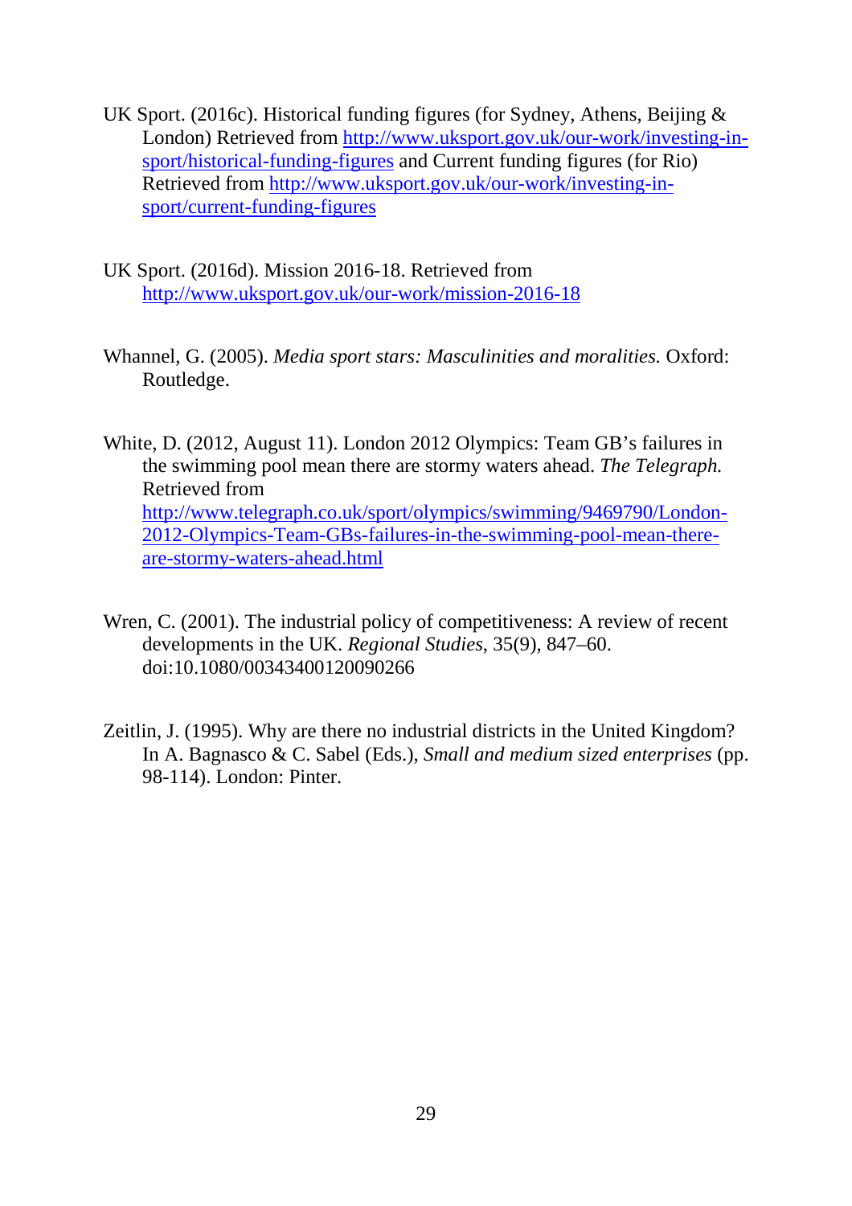UK Sport. (2016c). Historical funding figures (for Sydney, Athens, Beijing & London) Retrieved from [http://www.uksport.gov.uk/our-work/investing-in-sport/historical-funding-figures](http://www.uksport.gov.uk/our-work/investing-in-sport/historical-funding-figures) and Current funding figures (for Rio) Retrieved from [http://www.uksport.gov.uk/our-work/investing-in-sport/current-funding-figures](http://www.uksport.gov.uk/our-work/investing-in-sport/current-funding-figures)

UK Sport. (2016d). Mission 2016-18. Retrieved from [http://www.uksport.gov.uk/our-work/mission-2016-18](http://www.uksport.gov.uk/our-work/mission-2016-18)

Whannel, G. (2005). *Media sport stars: Masculinities and moralities.* Oxford: Routledge.

White, D. (2012, August 11). London 2012 Olympics: Team GB's failures in the swimming pool mean there are stormy waters ahead. *The Telegraph.* Retrieved from [http://www.telegraph.co.uk/sport/olympics/swimming/9469790/London-2012-Olympics-Team-GBs-failures-in-the-swimming-pool-mean-there-are-stormy-waters-ahead.html](http://www.telegraph.co.uk/sport/olympics/swimming/9469790/London-2012-Olympics-Team-GBs-failures-in-the-swimming-pool-mean-there-are-stormy-waters-ahead.html)

Wren, C. (2001). The industrial policy of competitiveness: A review of recent developments in the UK. *Regional Studies*, 35(9), 847–60. doi:10.1080/00343400120090266

Zeitlin, J. (1995). Why are there no industrial districts in the United Kingdom? In A. Bagnasco & C. Sabel (Eds.), *Small and medium sized enterprises* (pp. 98-114). London: Pinter.